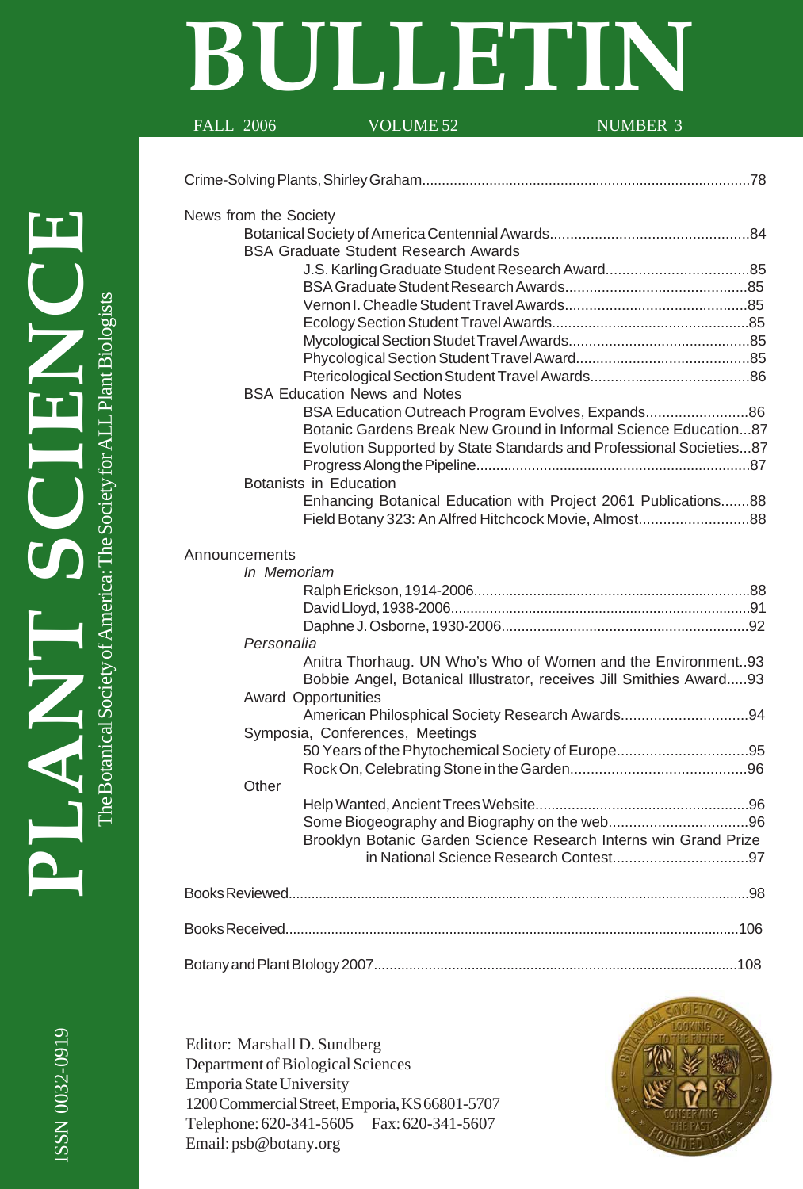# BULLETIN

FALL 2006 VOLUME 52 NUMBER 3

# PLANT SCIENCE

The Botanical Society of America: The Society for ALL Plant Biologists

ISSN 0032-0919

Crime-Solving Plants, Shirley Graham..................................................................................78

News from the Society

- Botanical Society of America Centennial Awards.................................................84
- BSA Graduate Student Research Awards
  - J.S. Karling Graduate Student Research Award...................................85
  - BSA Graduate Student Research Awards.............................................85
  - Vernon I. Cheadle Student Travel Awards.............................................85
  - Ecology Section Student Travel Awards................................................85
  - Mycological Section Student Travel Awards............................................85
  - Phycological Section Studet Travel Award...........................................85
  - Ptericological Section Student Travel Awards.......................................86
- BSA Education News and Notes
  - BSA Education Outreach Program Evolves, Expands.........................86
  - Botanic Gardens Break New Ground in Informal Science Education...87
  - Evolution Supported by State Standards and Professional Societies...87
  - Progress Along the Pipeline...................................................................87
- Botanists in Education
  - Enhancing Botanical Education with Project 2061 Publications.......88
  - Field Botany 323: An Alfred Hitchcock Movie, Almost...........................88

Announcements

- *In Memoriam*
  - Ralph Erickson, 1914-2006.....................................................................88
  - David Lloyd, 1938-2006..........................................................................91
  - Daphne J. Osborne, 1930-2006.............................................................92
- *Personalia*
  - Anitra Thorhaug. UN Who's Who of Women and the Environment..93
  - Bobbie Angel, Botanical Illustrator, receives Jill Smithies Award.....93
- Award Opportunities
  - American Philosphical Society Research Awards..............................94
- Symposia, Conferences, Meetings
  - 50 Years of the Phytochemical Society of Europe................................95
  - Rock On, Celebrating Stone in the Garden...........................................96
- Other
  - Help Wanted, Ancient Trees Website.....................................................96
  - Some Biogeography and Biography on the web..................................96
  - Brooklyn Botanic Garden Science Research Interns win Grand Prize in National Science Research Contest.................................97

Books Reviewed......................................................................................................................98

Books Received.....................................................................................................................106

Botany and Plant BIology 2007............................................................................................108

Editor: Marshall D. Sundberg
Department of Biological Sciences
Emporia State University
1200 Commercial Street, Emporia, KS 66801-5707
Telephone: 620-341-5605 Fax: 620-341-5607
Email: psb@botany.org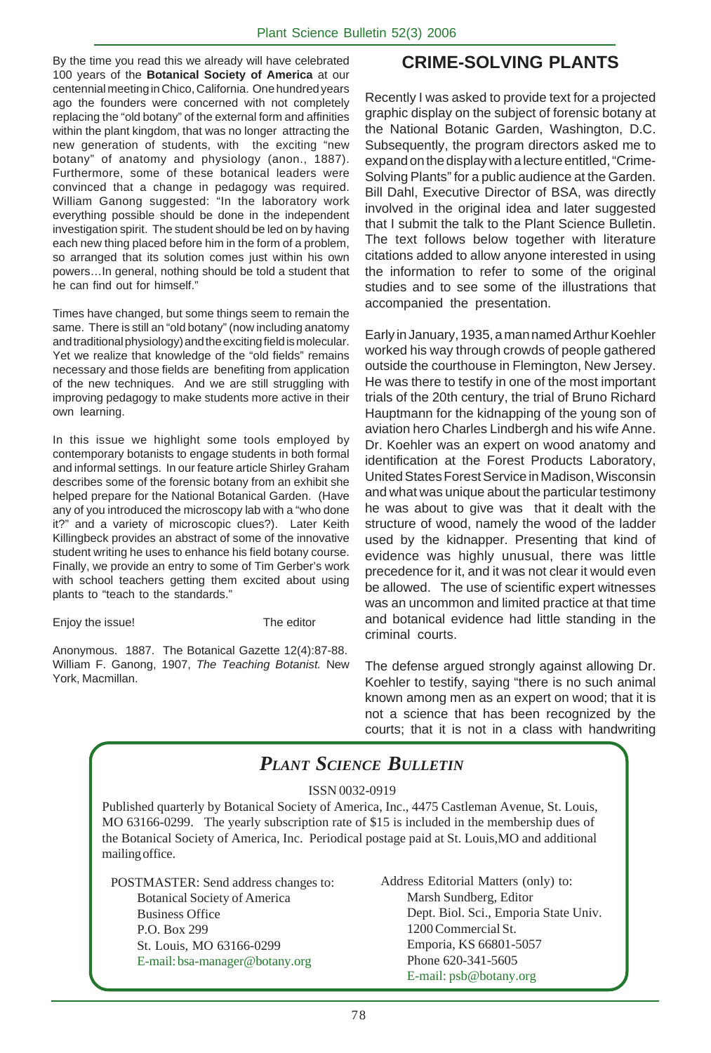By the time you read this we already will have celebrated 100 years of the **Botanical Society of America** at our centennial meeting in Chico, California. One hundred years ago the founders were concerned with not completely replacing the "old botany" of the external form and affinities within the plant kingdom, that was no longer attracting the new generation of students, with the exciting "new botany" of anatomy and physiology (anon., 1887). Furthermore, some of these botanical leaders were convinced that a change in pedagogy was required. William Ganong suggested: "In the laboratory work everything possible should be done in the independent investigation spirit. The student should be led on by having each new thing placed before him in the form of a problem, so arranged that its solution comes just within his own powers…In general, nothing should be told a student that he can find out for himself."

Times have changed, but some things seem to remain the same. There is still an "old botany" (now including anatomy and traditional physiology) and the exciting field is molecular. Yet we realize that knowledge of the "old fields" remains necessary and those fields are benefiting from application of the new techniques. And we are still struggling with improving pedagogy to make students more active in their own learning.

In this issue we highlight some tools employed by contemporary botanists to engage students in both formal and informal settings. In our feature article Shirley Graham describes some of the forensic botany from an exhibit she helped prepare for the National Botanical Garden. (Have any of you introduced the microscopy lab with a "who done it?" and a variety of microscopic clues?). Later Keith Killingbeck provides an abstract of some of the innovative student writing he uses to enhance his field botany course. Finally, we provide an entry to some of Tim Gerber's work with school teachers getting them excited about using plants to "teach to the standards."

Enjoy the issue! The editor

Anonymous. 1887. The Botanical Gazette 12(4):87-88.
William F. Ganong, 1907, *The Teaching Botanist.* New York, Macmillan.

## CRIME-SOLVING PLANTS

Recently I was asked to provide text for a projected graphic display on the subject of forensic botany at the National Botanic Garden, Washington, D.C. Subsequently, the program directors asked me to expand on the display with a lecture entitled, "Crime-Solving Plants" for a public audience at the Garden. Bill Dahl, Executive Director of BSA, was directly involved in the original idea and later suggested that I submit the talk to the Plant Science Bulletin. The text follows below together with literature citations added to allow anyone interested in using the information to refer to some of the original studies and to see some of the illustrations that accompanied the presentation.

Early in January, 1935, a man named Arthur Koehler worked his way through crowds of people gathered outside the courthouse in Flemington, New Jersey. He was there to testify in one of the most important trials of the 20th century, the trial of Bruno Richard Hauptmann for the kidnapping of the young son of aviation hero Charles Lindbergh and his wife Anne. Dr. Koehler was an expert on wood anatomy and identification at the Forest Products Laboratory, United States Forest Service in Madison, Wisconsin and what was unique about the particular testimony he was about to give was that it dealt with the structure of wood, namely the wood of the ladder used by the kidnapper. Presenting that kind of evidence was highly unusual, there was little precedence for it, and it was not clear it would even be allowed. The use of scientific expert witnesses was an uncommon and limited practice at that time and botanical evidence had little standing in the criminal courts.

The defense argued strongly against allowing Dr. Koehler to testify, saying "there is no such animal known among men as an expert on wood; that it is not a science that has been recognized by the courts; that it is not in a class with handwriting

## *Plant Science Bulletin*

ISSN 0032-0919

Published quarterly by Botanical Society of America, Inc., 4475 Castleman Avenue, St. Louis, MO 63166-0299. The yearly subscription rate of $15 is included in the membership dues of the Botanical Society of America, Inc. Periodical postage paid at St. Louis,MO and additional mailing office.

POSTMASTER: Send address changes to:
Botanical Society of America
Business Office
P.O. Box 299
St. Louis, MO 63166-0299
E-mail: bsa-manager@botany.org

Address Editorial Matters (only) to:
Marsh Sundberg, Editor
Dept. Biol. Sci., Emporia State Univ.
1200 Commercial St.
Emporia, KS 66801-5057
Phone 620-341-5605
E-mail: psb@botany.org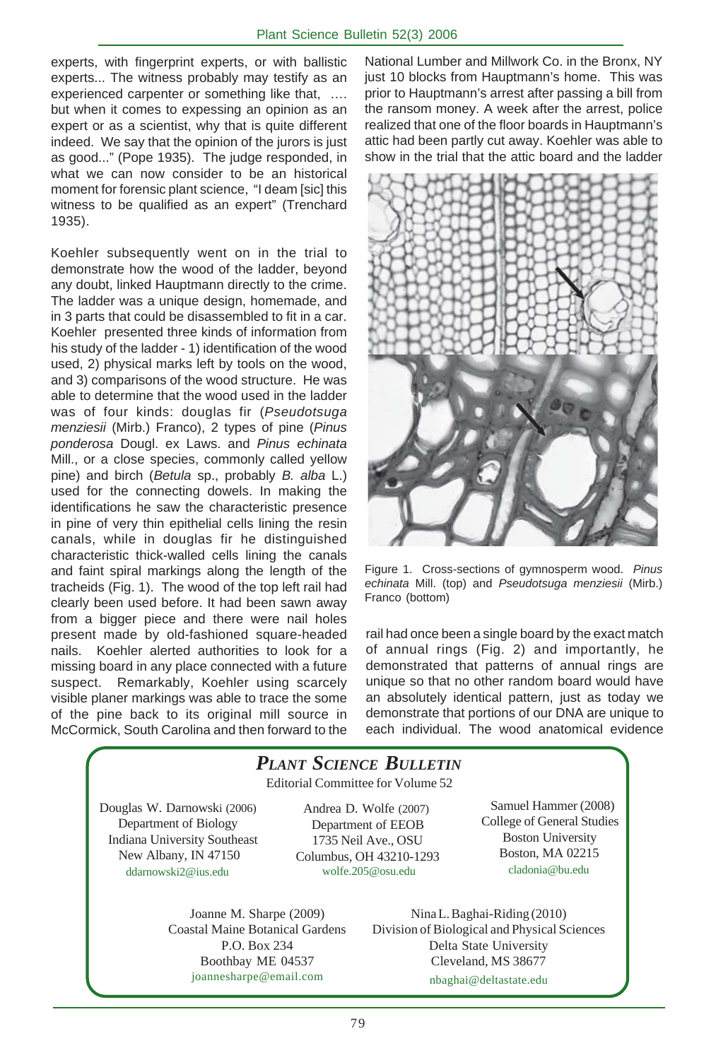experts, with fingerprint experts, or with ballistic experts... The witness probably may testify as an experienced carpenter or something like that, .... but when it comes to expessing an opinion as an expert or as a scientist, why that is quite different indeed. We say that the opinion of the jurors is just as good..." (Pope 1935). The judge responded, in what we can now consider to be an historical moment for forensic plant science, "I deam [sic] this witness to be qualified as an expert" (Trenchard 1935).

Koehler subsequently went on in the trial to demonstrate how the wood of the ladder, beyond any doubt, linked Hauptmann directly to the crime. The ladder was a unique design, homemade, and in 3 parts that could be disassembled to fit in a car. Koehler presented three kinds of information from his study of the ladder - 1) identification of the wood used, 2) physical marks left by tools on the wood, and 3) comparisons of the wood structure. He was able to determine that the wood used in the ladder was of four kinds: douglas fir (*Pseudotsuga menziesii* (Mirb.) Franco), 2 types of pine (*Pinus ponderosa* Dougl. ex Laws. and *Pinus echinata* Mill., or a close species, commonly called yellow pine) and birch (*Betula* sp., probably *B. alba* L.) used for the connecting dowels. In making the identifications he saw the characteristic presence in pine of very thin epithelial cells lining the resin canals, while in douglas fir he distinguished characteristic thick-walled cells lining the canals and faint spiral markings along the length of the tracheids (Fig. 1). The wood of the top left rail had clearly been used before. It had been sawn away from a bigger piece and there were nail holes present made by old-fashioned square-headed nails. Koehler alerted authorities to look for a missing board in any place connected with a future suspect. Remarkably, Koehler using scarcely visible planer markings was able to trace the some of the pine back to its original mill source in McCormick, South Carolina and then forward to the National Lumber and Millwork Co. in the Bronx, NY just 10 blocks from Hauptmann's home. This was prior to Hauptmann's arrest after passing a bill from the ransom money. A week after the arrest, police realized that one of the floor boards in Hauptmann's attic had been partly cut away. Koehler was able to show in the trial that the attic board and the ladder rail had once been a single board by the exact match of annual rings (Fig. 2) and importantly, he demonstrated that patterns of annual rings are unique so that no other random board would have an absolutely identical pattern, just as today we demonstrate that portions of our DNA are unique to each individual. The wood anatomical evidence

Figure 1. Cross-sections of gymnosperm wood. *Pinus echinata* Mill. (top) and *Pseudotsuga menziesii* (Mirb.) Franco (bottom)

## *PLANT SCIENCE BULLETIN*

Editorial Committee for Volume 52

Douglas W. Darnowski (2006)
Department of Biology
Indiana University Southeast
New Albany, IN 47150
ddarnowski2@ius.edu

Andrea D. Wolfe (2007)
Department of EEOB
1735 Neil Ave., OSU
Columbus, OH 43210-1293
wolfe.205@osu.edu

Samuel Hammer (2008)
College of General Studies
Boston University
Boston, MA 02215
cladonia@bu.edu

Joanne M. Sharpe (2009)
Coastal Maine Botanical Gardens
P.O. Box 234
Boothbay ME 04537
joannesharpe@email.com

Nina L. Baghai-Riding (2010)
Division of Biological and Physical Sciences
Delta State University
Cleveland, MS 38677
nbaghai@deltastate.edu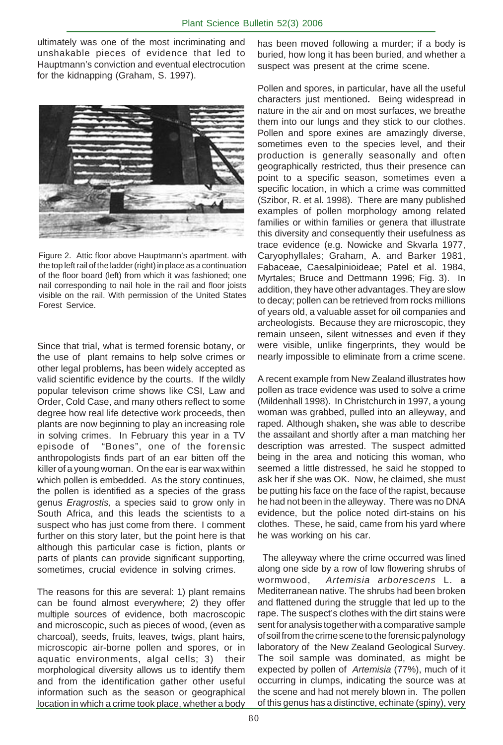ultimately was one of the most incriminating and unshakable pieces of evidence that led to Hauptmann's conviction and eventual electrocution for the kidnapping (Graham, S. 1997).

Figure 2. Attic floor above Hauptmann's apartment. with the top left rail of the ladder (right) in place as a continuation of the floor board (left) from which it was fashioned; one nail corresponding to nail hole in the rail and floor joists visible on the rail. With permission of the United States Forest Service.

Since that trial, what is termed forensic botany, or the use of plant remains to help solve crimes or other legal problems, has been widely accepted as valid scientific evidence by the courts. If the wildly popular televison crime shows like CSI, Law and Order, Cold Case, and many others reflect to some degree how real life detective work proceeds, then plants are now beginning to play an increasing role in solving crimes. In February this year in a TV episode of "Bones", one of the forensic anthropologists finds part of an ear bitten off the killer of a young woman. On the ear is ear wax within which pollen is embedded. As the story continues, the pollen is identified as a species of the grass genus *Eragrostis,* a species said to grow only in South Africa, and this leads the scientists to a suspect who has just come from there. I comment further on this story later, but the point here is that although this particular case is fiction, plants or parts of plants can provide significant supporting, sometimes, crucial evidence in solving crimes.

The reasons for this are several: 1) plant remains can be found almost everywhere; 2) they offer multiple sources of evidence, both macroscopic and microscopic, such as pieces of wood, (even as charcoal), seeds, fruits, leaves, twigs, plant hairs, microscopic air-borne pollen and spores, or in aquatic environments, algal cells; 3) their morphological diversity allows us to identify them and from the identification gather other useful information such as the season or geographical location in which a crime took place, whether a body has been moved following a murder; if a body is buried, how long it has been buried, and whether a suspect was present at the crime scene.

Pollen and spores, in particular, have all the useful characters just mentioned**.** Being widespread in nature in the air and on most surfaces, we breathe them into our lungs and they stick to our clothes. Pollen and spore exines are amazingly diverse, sometimes even to the species level, and their production is generally seasonally and often geographically restricted, thus their presence can point to a specific season, sometimes even a specific location, in which a crime was committed (Szibor, R. et al. 1998). There are many published examples of pollen morphology among related families or within families or genera that illustrate this diversity and consequently their usefulness as trace evidence (e.g. Nowicke and Skvarla 1977, Caryophyllales; Graham, A. and Barker 1981, Fabaceae, Caesalpinioideae; Patel et al. 1984, Myrtales; Bruce and Dettmann 1996; Fig. 3). In addition, they have other advantages. They are slow to decay; pollen can be retrieved from rocks millions of years old, a valuable asset for oil companies and archeologists. Because they are microscopic, they remain unseen, silent witnesses and even if they were visible, unlike fingerprints, they would be nearly impossible to eliminate from a crime scene.

A recent example from New Zealand illustrates how pollen as trace evidence was used to solve a crime (Mildenhall 1998). In Christchurch in 1997, a young woman was grabbed, pulled into an alleyway, and raped. Although shaken**,** she was able to describe the assailant and shortly after a man matching her description was arrested. The suspect admitted being in the area and noticing this woman, who seemed a little distressed, he said he stopped to ask her if she was OK. Now, he claimed, she must be putting his face on the face of the rapist, because he had not been in the alleyway. There was no DNA evidence, but the police noted dirt-stains on his clothes. These, he said, came from his yard where he was working on his car.

The alleyway where the crime occurred was lined along one side by a row of low flowering shrubs of wormwood, *Artemisia arborescens* L. a Mediterranean native. The shrubs had been broken and flattened during the struggle that led up to the rape. The suspect's clothes with the dirt stains were sent for analysis together with a comparative sample of soil from the crime scene to the forensic palynology laboratory of the New Zealand Geological Survey. The soil sample was dominated, as might be expected by pollen of *Artemisia* (77%), much of it occurring in clumps, indicating the source was at the scene and had not merely blown in. The pollen of this genus has a distinctive, echinate (spiny), very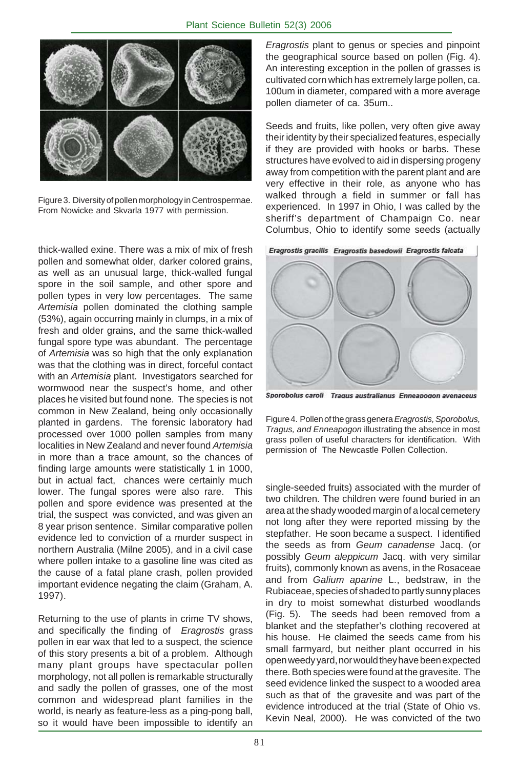Figure 3. Diversity of pollen morphology in Centrospermae. From Nowicke and Skvarla 1977 with permission.

thick-walled exine. There was a mix of mix of fresh pollen and somewhat older, darker colored grains, as well as an unusual large, thick-walled fungal spore in the soil sample, and other spore and pollen types in very low percentages. The same *Artemisia* pollen dominated the clothing sample (53%), again occurring mainly in clumps, in a mix of fresh and older grains, and the same thick-walled fungal spore type was abundant. The percentage of *Artemisia* was so high that the only explanation was that the clothing was in direct, forceful contact with an *Artemisia* plant. Investigators searched for wormwood near the suspect's home, and other places he visited but found none. The species is not common in New Zealand, being only occasionally planted in gardens. The forensic laboratory had processed over 1000 pollen samples from many localities in New Zealand and never found *Artemisia* in more than a trace amount, so the chances of finding large amounts were statistically 1 in 1000, but in actual fact, chances were certainly much lower. The fungal spores were also rare. This pollen and spore evidence was presented at the trial, the suspect was convicted, and was given an 8 year prison sentence. Similar comparative pollen evidence led to conviction of a murder suspect in northern Australia (Milne 2005), and in a civil case where pollen intake to a gasoline line was cited as the cause of a fatal plane crash, pollen provided important evidence negating the claim (Graham, A. 1997).

Returning to the use of plants in crime TV shows, and specifically the finding of *Eragrostis* grass pollen in ear wax that led to a suspect, the science of this story presents a bit of a problem. Although many plant groups have spectacular pollen morphology, not all pollen is remarkable structurally and sadly the pollen of grasses, one of the most common and widespread plant families in the world, is nearly as feature-less as a ping-pong ball, so it would have been impossible to identify an *Eragrostis* plant to genus or species and pinpoint the geographical source based on pollen (Fig. 4). An interesting exception in the pollen of grasses is cultivated corn which has extremely large pollen, ca. 100um in diameter, compared with a more average pollen diameter of ca. 35um..

Seeds and fruits, like pollen, very often give away their identity by their specialized features, especially if they are provided with hooks or barbs. These structures have evolved to aid in dispersing progeny away from competition with the parent plant and are very effective in their role, as anyone who has walked through a field in summer or fall has experienced. In 1997 in Ohio, I was called by the sheriff's department of Champaign Co. near Columbus, Ohio to identify some seeds (actually single-seeded fruits) associated with the murder of two children. The children were found buried in an area at the shady wooded margin of a local cemetery not long after they were reported missing by the stepfather. He soon became a suspect. I identified the seeds as from *Geum canadense* Jacq. (or possibly *Geum aleppicum* Jacq. with very similar fruits), commonly known as avens, in the Rosaceae and from *Galium aparine* L., bedstraw, in the Rubiaceae, species of shaded to partly sunny places in dry to moist somewhat disturbed woodlands (Fig. 5). The seeds had been removed from a blanket and the stepfather's clothing recovered at his house. He claimed the seeds came from his small farmyard, but neither plant occurred in his open weedy yard, nor would they have been expected there. Both species were found at the gravesite. The seed evidence linked the suspect to a wooded area such as that of the gravesite and was part of the evidence introduced at the trial (State of Ohio vs. Kevin Neal, 2000). He was convicted of the two

*Eragrostis gracilis* *Eragrostis basedowii* *Eragrostis falcata*

*Sporobolus caroli* *Tragus australianus* *Enneapogon avenaceus*

Figure 4. Pollen of the grass genera *Eragrostis, Sporobolus, Tragus, and Enneapogon* illustrating the absence in most grass pollen of useful characters for identification. With permission of The Newcastle Pollen Collection.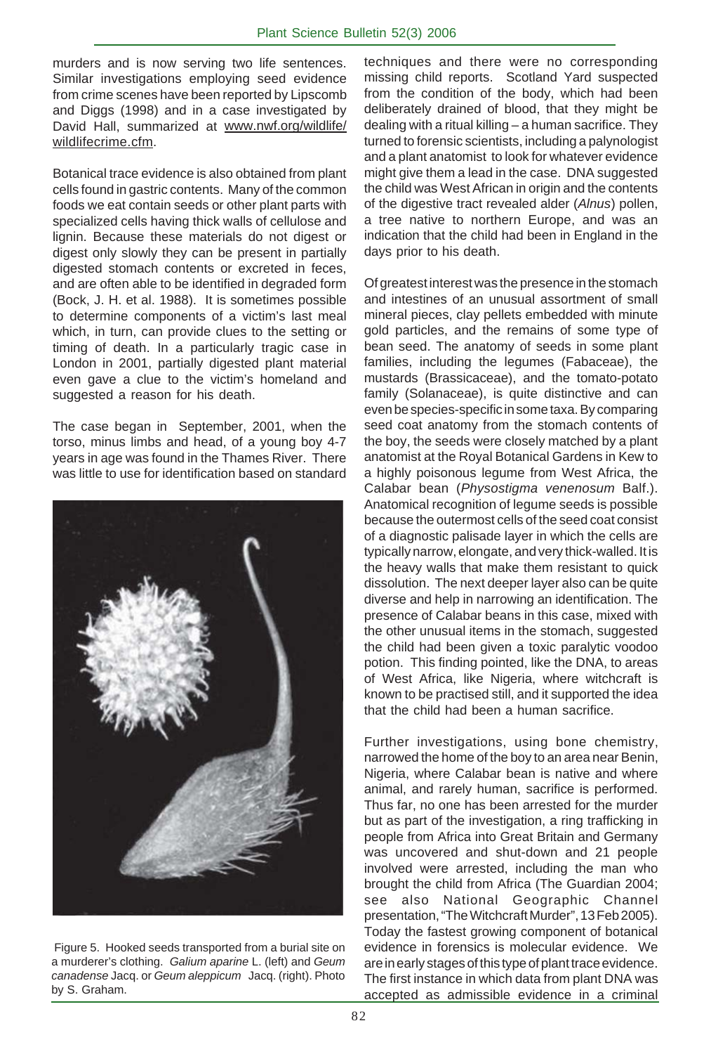murders and is now serving two life sentences. Similar investigations employing seed evidence from crime scenes have been reported by Lipscomb and Diggs (1998) and in a case investigated by David Hall, summarized at www.nwf.org/wildlife/wildlifecrime.cfm.

Botanical trace evidence is also obtained from plant cells found in gastric contents. Many of the common foods we eat contain seeds or other plant parts with specialized cells having thick walls of cellulose and lignin. Because these materials do not digest or digest only slowly they can be present in partially digested stomach contents or excreted in feces, and are often able to be identified in degraded form (Bock, J. H. et al. 1988). It is sometimes possible to determine components of a victim's last meal which, in turn, can provide clues to the setting or timing of death. In a particularly tragic case in London in 2001, partially digested plant material even gave a clue to the victim's homeland and suggested a reason for his death.

The case began in September, 2001, when the torso, minus limbs and head, of a young boy 4-7 years in age was found in the Thames River. There was little to use for identification based on standard techniques and there were no corresponding missing child reports. Scotland Yard suspected from the condition of the body, which had been deliberately drained of blood, that they might be dealing with a ritual killing – a human sacrifice. They turned to forensic scientists, including a palynologist and a plant anatomist to look for whatever evidence might give them a lead in the case. DNA suggested the child was West African in origin and the contents of the digestive tract revealed alder (*Alnus*) pollen, a tree native to northern Europe, and was an indication that the child had been in England in the days prior to his death.

Of greatest interest was the presence in the stomach and intestines of an unusual assortment of small mineral pieces, clay pellets embedded with minute gold particles, and the remains of some type of bean seed. The anatomy of seeds in some plant families, including the legumes (Fabaceae), the mustards (Brassicaceae), and the tomato-potato family (Solanaceae), is quite distinctive and can even be species-specific in some taxa. By comparing seed coat anatomy from the stomach contents of the boy, the seeds were closely matched by a plant anatomist at the Royal Botanical Gardens in Kew to a highly poisonous legume from West Africa, the Calabar bean (*Physostigma venenosum* Balf.). Anatomical recognition of legume seeds is possible because the outermost cells of the seed coat consist of a diagnostic palisade layer in which the cells are typically narrow, elongate, and very thick-walled. It is the heavy walls that make them resistant to quick dissolution. The next deeper layer also can be quite diverse and help in narrowing an identification. The presence of Calabar beans in this case, mixed with the other unusual items in the stomach, suggested the child had been given a toxic paralytic voodoo potion. This finding pointed, like the DNA, to areas of West Africa, like Nigeria, where witchcraft is known to be practised still, and it supported the idea that the child had been a human sacrifice.

Further investigations, using bone chemistry, narrowed the home of the boy to an area near Benin, Nigeria, where Calabar bean is native and where animal, and rarely human, sacrifice is performed. Thus far, no one has been arrested for the murder but as part of the investigation, a ring trafficking in people from Africa into Great Britain and Germany was uncovered and shut-down and 21 people involved were arrested, including the man who brought the child from Africa (The Guardian 2004; see also National Geographic Channel presentation, "The Witchcraft Murder", 13 Feb 2005). Today the fastest growing component of botanical evidence in forensics is molecular evidence. We are in early stages of this type of plant trace evidence. The first instance in which data from plant DNA was accepted as admissible evidence in a criminal

Figure 5. Hooked seeds transported from a burial site on a murderer's clothing. *Galium aparine* L. (left) and *Geum canadense* Jacq. or *Geum aleppicum* Jacq. (right). Photo by S. Graham.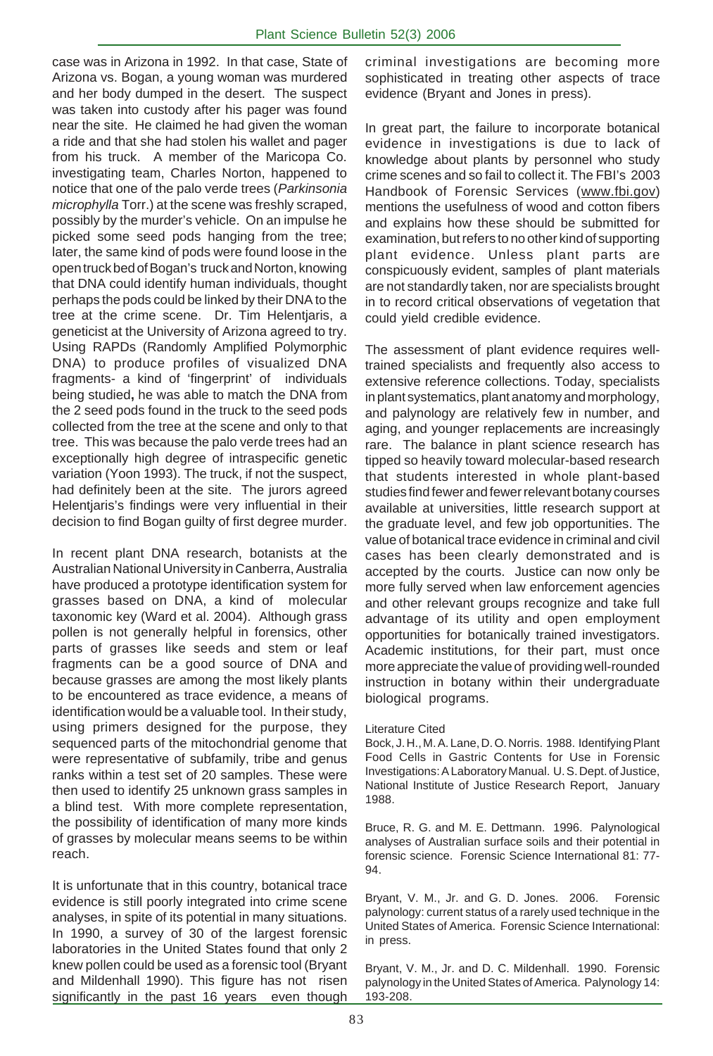case was in Arizona in 1992. In that case, State of Arizona vs. Bogan, a young woman was murdered and her body dumped in the desert. The suspect was taken into custody after his pager was found near the site. He claimed he had given the woman a ride and that she had stolen his wallet and pager from his truck. A member of the Maricopa Co. investigating team, Charles Norton, happened to notice that one of the palo verde trees (*Parkinsonia microphylla* Torr.) at the scene was freshly scraped, possibly by the murder's vehicle. On an impulse he picked some seed pods hanging from the tree; later, the same kind of pods were found loose in the open truck bed of Bogan's truck and Norton, knowing that DNA could identify human individuals, thought perhaps the pods could be linked by their DNA to the tree at the crime scene. Dr. Tim Helentjaris, a geneticist at the University of Arizona agreed to try. Using RAPDs (Randomly Amplified Polymorphic DNA) to produce profiles of visualized DNA fragments- a kind of 'fingerprint' of individuals being studied**,** he was able to match the DNA from the 2 seed pods found in the truck to the seed pods collected from the tree at the scene and only to that tree. This was because the palo verde trees had an exceptionally high degree of intraspecific genetic variation (Yoon 1993). The truck, if not the suspect, had definitely been at the site. The jurors agreed Helentjaris's findings were very influential in their decision to find Bogan guilty of first degree murder.

In recent plant DNA research, botanists at the Australian National University in Canberra, Australia have produced a prototype identification system for grasses based on DNA, a kind of molecular taxonomic key (Ward et al. 2004). Although grass pollen is not generally helpful in forensics, other parts of grasses like seeds and stem or leaf fragments can be a good source of DNA and because grasses are among the most likely plants to be encountered as trace evidence, a means of identification would be a valuable tool. In their study, using primers designed for the purpose, they sequenced parts of the mitochondrial genome that were representative of subfamily, tribe and genus ranks within a test set of 20 samples. These were then used to identify 25 unknown grass samples in a blind test. With more complete representation, the possibility of identification of many more kinds of grasses by molecular means seems to be within reach.

It is unfortunate that in this country, botanical trace evidence is still poorly integrated into crime scene analyses, in spite of its potential in many situations. In 1990, a survey of 30 of the largest forensic laboratories in the United States found that only 2 knew pollen could be used as a forensic tool (Bryant and Mildenhall 1990). This figure has not risen significantly in the past 16 years even though criminal investigations are becoming more sophisticated in treating other aspects of trace evidence (Bryant and Jones in press).

In great part, the failure to incorporate botanical evidence in investigations is due to lack of knowledge about plants by personnel who study crime scenes and so fail to collect it. The FBI's 2003 Handbook of Forensic Services (www.fbi.gov) mentions the usefulness of wood and cotton fibers and explains how these should be submitted for examination, but refers to no other kind of supporting plant evidence. Unless plant parts are conspicuously evident, samples of plant materials are not standardly taken, nor are specialists brought in to record critical observations of vegetation that could yield credible evidence.

The assessment of plant evidence requires well-trained specialists and frequently also access to extensive reference collections. Today, specialists in plant systematics, plant anatomy and morphology, and palynology are relatively few in number, and aging, and younger replacements are increasingly rare. The balance in plant science research has tipped so heavily toward molecular-based research that students interested in whole plant-based studies find fewer and fewer relevant botany courses available at universities, little research support at the graduate level, and few job opportunities. The value of botanical trace evidence in criminal and civil cases has been clearly demonstrated and is accepted by the courts. Justice can now only be more fully served when law enforcement agencies and other relevant groups recognize and take full advantage of its utility and open employment opportunities for botanically trained investigators. Academic institutions, for their part, must once more appreciate the value of providing well-rounded instruction in botany within their undergraduate biological programs.

Literature Cited

Bock, J. H., M. A. Lane, D. O. Norris. 1988. Identifying Plant Food Cells in Gastric Contents for Use in Forensic Investigations: A Laboratory Manual. U. S. Dept. of Justice, National Institute of Justice Research Report, January 1988.

Bruce, R. G. and M. E. Dettmann. 1996. Palynological analyses of Australian surface soils and their potential in forensic science. Forensic Science International 81: 77-94.

Bryant, V. M., Jr. and G. D. Jones. 2006. Forensic palynology: current status of a rarely used technique in the United States of America. Forensic Science International: in press.

Bryant, V. M., Jr. and D. C. Mildenhall. 1990. Forensic palynology in the United States of America. Palynology 14: 193-208.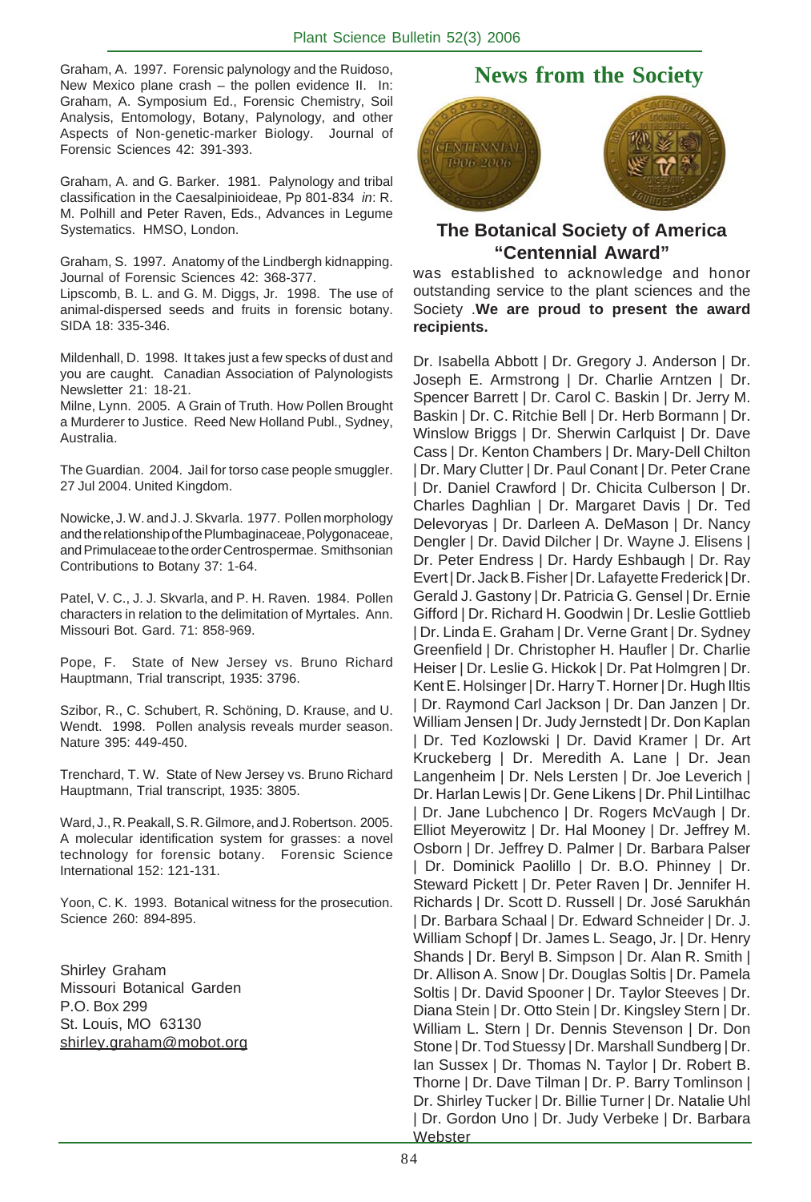Graham, A. 1997. Forensic palynology and the Ruidoso, New Mexico plane crash – the pollen evidence II. In: Graham, A. Symposium Ed., Forensic Chemistry, Soil Analysis, Entomology, Botany, Palynology, and other Aspects of Non-genetic-marker Biology. Journal of Forensic Sciences 42: 391-393.

Graham, A. and G. Barker. 1981. Palynology and tribal classification in the Caesalpinioideae, Pp 801-834 *in*: R. M. Polhill and Peter Raven, Eds., Advances in Legume Systematics. HMSO, London.

Graham, S. 1997. Anatomy of the Lindbergh kidnapping. Journal of Forensic Sciences 42: 368-377.

Lipscomb, B. L. and G. M. Diggs, Jr. 1998. The use of animal-dispersed seeds and fruits in forensic botany. SIDA 18: 335-346.

Mildenhall, D. 1998. It takes just a few specks of dust and you are caught. Canadian Association of Palynologists Newsletter 21: 18-21.

Milne, Lynn. 2005. A Grain of Truth. How Pollen Brought a Murderer to Justice. Reed New Holland Publ., Sydney, Australia.

The Guardian. 2004. Jail for torso case people smuggler. 27 Jul 2004. United Kingdom.

Nowicke, J. W. and J. J. Skvarla. 1977. Pollen morphology and the relationship of the Plumbaginaceae, Polygonaceae, and Primulaceae to the order Centrospermae. Smithsonian Contributions to Botany 37: 1-64.

Patel, V. C., J. J. Skvarla, and P. H. Raven. 1984. Pollen characters in relation to the delimitation of Myrtales. Ann. Missouri Bot. Gard. 71: 858-969.

Pope, F. State of New Jersey vs. Bruno Richard Hauptmann, Trial transcript, 1935: 3796.

Szibor, R., C. Schubert, R. Schöning, D. Krause, and U. Wendt. 1998. Pollen analysis reveals murder season. Nature 395: 449-450.

Trenchard, T. W. State of New Jersey vs. Bruno Richard Hauptmann, Trial transcript, 1935: 3805.

Ward, J., R. Peakall, S. R. Gilmore, and J. Robertson. 2005. A molecular identification system for grasses: a novel technology for forensic botany. Forensic Science International 152: 121-131.

Yoon, C. K. 1993. Botanical witness for the prosecution. Science 260: 894-895.

Shirley Graham
Missouri Botanical Garden
P.O. Box 299
St. Louis, MO 63130
shirley.graham@mobot.org

# News from the Society

## The Botanical Society of America "Centennial Award"

was established to acknowledge and honor outstanding service to the plant sciences and the Society .**We are proud to present the award recipients.**

Dr. Isabella Abbott | Dr. Gregory J. Anderson | Dr. Joseph E. Armstrong | Dr. Charlie Arntzen | Dr. Spencer Barrett | Dr. Carol C. Baskin | Dr. Jerry M. Baskin | Dr. C. Ritchie Bell | Dr. Herb Bormann | Dr. Winslow Briggs | Dr. Sherwin Carlquist | Dr. Dave Cass | Dr. Kenton Chambers | Dr. Mary-Dell Chilton | Dr. Mary Clutter | Dr. Paul Conant | Dr. Peter Crane | Dr. Daniel Crawford | Dr. Chicita Culberson | Dr. Charles Daghlian | Dr. Margaret Davis | Dr. Ted Delevoryas | Dr. Darleen A. DeMason | Dr. Nancy Dengler | Dr. David Dilcher | Dr. Wayne J. Elisens | Dr. Peter Endress | Dr. Hardy Eshbaugh | Dr. Ray Evert | Dr. Jack B. Fisher | Dr. Lafayette Frederick | Dr. Gerald J. Gastony | Dr. Patricia G. Gensel | Dr. Ernie Gifford | Dr. Richard H. Goodwin | Dr. Leslie Gottlieb | Dr. Linda E. Graham | Dr. Verne Grant | Dr. Sydney Greenfield | Dr. Christopher H. Haufler | Dr. Charlie Heiser | Dr. Leslie G. Hickok | Dr. Pat Holmgren | Dr. Kent E. Holsinger | Dr. Harry T. Horner | Dr. Hugh Iltis | Dr. Raymond Carl Jackson | Dr. Dan Janzen | Dr. William Jensen | Dr. Judy Jernstedt | Dr. Don Kaplan | Dr. Ted Kozlowski | Dr. David Kramer | Dr. Art Kruckeberg | Dr. Meredith A. Lane | Dr. Jean Langenheim | Dr. Nels Lersten | Dr. Joe Leverich | Dr. Harlan Lewis | Dr. Gene Likens | Dr. Phil Lintilhac | Dr. Jane Lubchenco | Dr. Rogers McVaugh | Dr. Elliot Meyerowitz | Dr. Hal Mooney | Dr. Jeffrey M. Osborn | Dr. Jeffrey D. Palmer | Dr. Barbara Palser | Dr. Dominick Paolillo | Dr. B.O. Phinney | Dr. Steward Pickett | Dr. Peter Raven | Dr. Jennifer H. Richards | Dr. Scott D. Russell | Dr. José Sarukhán | Dr. Barbara Schaal | Dr. Edward Schneider | Dr. J. William Schopf | Dr. James L. Seago, Jr. | Dr. Henry Shands | Dr. Beryl B. Simpson | Dr. Alan R. Smith | Dr. Allison A. Snow | Dr. Douglas Soltis | Dr. Pamela Soltis | Dr. David Spooner | Dr. Taylor Steeves | Dr. Diana Stein | Dr. Otto Stein | Dr. Kingsley Stern | Dr. William L. Stern | Dr. Dennis Stevenson | Dr. Don Stone | Dr. Tod Stuessy | Dr. Marshall Sundberg | Dr. Ian Sussex | Dr. Thomas N. Taylor | Dr. Robert B. Thorne | Dr. Dave Tilman | Dr. P. Barry Tomlinson | Dr. Shirley Tucker | Dr. Billie Turner | Dr. Natalie Uhl | Dr. Gordon Uno | Dr. Judy Verbeke | Dr. Barbara Webster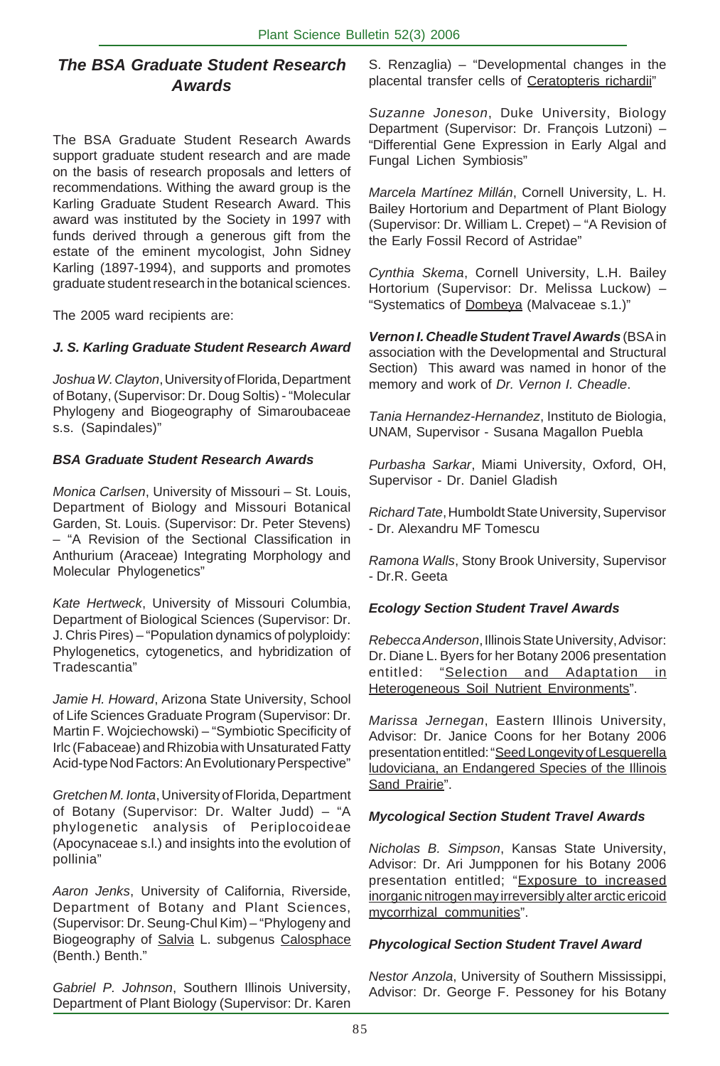## *The BSA Graduate Student Research Awards*

The BSA Graduate Student Research Awards support graduate student research and are made on the basis of research proposals and letters of recommendations. Withing the award group is the Karling Graduate Student Research Award. This award was instituted by the Society in 1997 with funds derived through a generous gift from the estate of the eminent mycologist, John Sidney Karling (1897-1994), and supports and promotes graduate student research in the botanical sciences.

The 2005 ward recipients are:

### *J. S. Karling Graduate Student Research Award*

*Joshua W. Clayton*, University of Florida, Department of Botany, (Supervisor: Dr. Doug Soltis) - "Molecular Phylogeny and Biogeography of Simaroubaceae s.s. (Sapindales)"

### *BSA Graduate Student Research Awards*

*Monica Carlsen*, University of Missouri – St. Louis, Department of Biology and Missouri Botanical Garden, St. Louis. (Supervisor: Dr. Peter Stevens) – "A Revision of the Sectional Classification in Anthurium (Araceae) Integrating Morphology and Molecular Phylogenetics"

*Kate Hertweck*, University of Missouri Columbia, Department of Biological Sciences (Supervisor: Dr. J. Chris Pires) – "Population dynamics of polyploidy: Phylogenetics, cytogenetics, and hybridization of Tradescantia"

*Jamie H. Howard*, Arizona State University, School of Life Sciences Graduate Program (Supervisor: Dr. Martin F. Wojciechowski) – "Symbiotic Specificity of Irlc (Fabaceae) and Rhizobia with Unsaturated Fatty Acid-type Nod Factors: An Evolutionary Perspective"

*Gretchen M. Ionta*, University of Florida, Department of Botany (Supervisor: Dr. Walter Judd) – "A phylogenetic analysis of Periplocoideae (Apocynaceae s.l.) and insights into the evolution of pollinia"

*Aaron Jenks*, University of California, Riverside, Department of Botany and Plant Sciences, (Supervisor: Dr. Seung-Chul Kim) – "Phylogeny and Biogeography of Salvia L. subgenus Calosphace (Benth.) Benth."

*Gabriel P. Johnson*, Southern Illinois University, Department of Plant Biology (Supervisor: Dr. Karen S. Renzaglia) – "Developmental changes in the placental transfer cells of Ceratopteris richardii"

*Suzanne Joneson*, Duke University, Biology Department (Supervisor: Dr. François Lutzoni) – "Differential Gene Expression in Early Algal and Fungal Lichen Symbiosis"

*Marcela Martínez Millán*, Cornell University, L. H. Bailey Hortorium and Department of Plant Biology (Supervisor: Dr. William L. Crepet) – "A Revision of the Early Fossil Record of Astridae"

*Cynthia Skema*, Cornell University, L.H. Bailey Hortorium (Supervisor: Dr. Melissa Luckow) – "Systematics of Dombeya (Malvaceae s.1.)"

***Vernon I. Cheadle Student Travel Awards*** (BSA in association with the Developmental and Structural Section) This award was named in honor of the memory and work of *Dr. Vernon I. Cheadle*.

*Tania Hernandez-Hernandez*, Instituto de Biologia, UNAM, Supervisor - Susana Magallon Puebla

*Purbasha Sarkar*, Miami University, Oxford, OH, Supervisor - Dr. Daniel Gladish

*Richard Tate*, Humboldt State University, Supervisor - Dr. Alexandru MF Tomescu

*Ramona Walls*, Stony Brook University, Supervisor - Dr.R. Geeta

### *Ecology Section Student Travel Awards*

*Rebecca Anderson*, Illinois State University, Advisor: Dr. Diane L. Byers for her Botany 2006 presentation entitled: "Selection and Adaptation in Heterogeneous Soil Nutrient Environments".

*Marissa Jernegan*, Eastern Illinois University, Advisor: Dr. Janice Coons for her Botany 2006 presentation entitled: "Seed Longevity of Lesquerella ludoviciana, an Endangered Species of the Illinois Sand Prairie".

### *Mycological Section Student Travel Awards*

*Nicholas B. Simpson*, Kansas State University, Advisor: Dr. Ari Jumpponen for his Botany 2006 presentation entitled; "Exposure to increased inorganic nitrogen may irreversibly alter arctic ericoid mycorrhizal communities".

### *Phycological Section Student Travel Award*

*Nestor Anzola*, University of Southern Mississippi, Advisor: Dr. George F. Pessoney for his Botany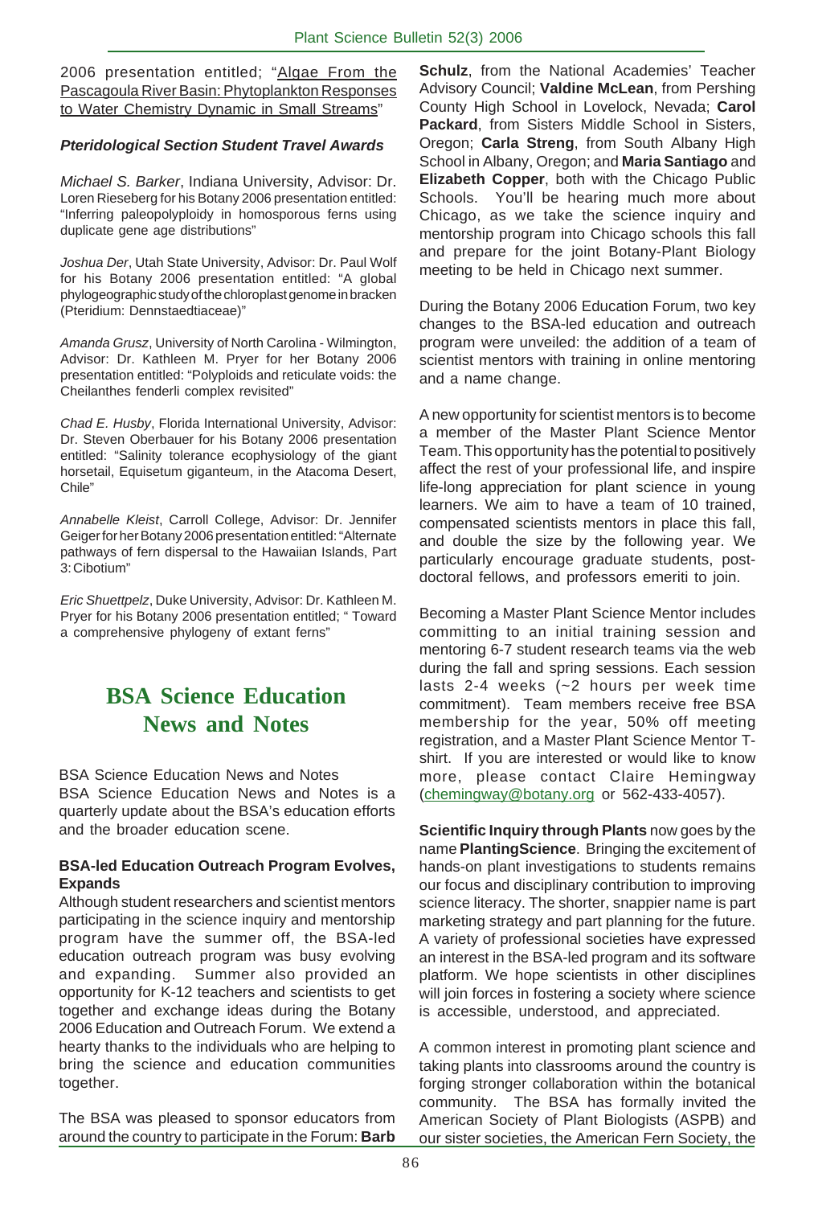2006 presentation entitled; "Algae From the Pascagoula River Basin: Phytoplankton Responses to Water Chemistry Dynamic in Small Streams"

***Pteridological Section Student Travel Awards***

*Michael S. Barker*, Indiana University, Advisor: Dr. Loren Rieseberg for his Botany 2006 presentation entitled: "Inferring paleopolyploidy in homosporous ferns using duplicate gene age distributions"

*Joshua Der*, Utah State University, Advisor: Dr. Paul Wolf for his Botany 2006 presentation entitled: "A global phylogeographic study of the chloroplast genome in bracken (Pteridium: Dennstaedtiaceae)"

*Amanda Grusz*, University of North Carolina - Wilmington, Advisor: Dr. Kathleen M. Pryer for her Botany 2006 presentation entitled: "Polyploids and reticulate voids: the Cheilanthes fenderli complex revisited"

*Chad E. Husby*, Florida International University, Advisor: Dr. Steven Oberbauer for his Botany 2006 presentation entitled: "Salinity tolerance ecophysiology of the giant horsetail, Equisetum giganteum, in the Atacoma Desert, Chile"

*Annabelle Kleist*, Carroll College, Advisor: Dr. Jennifer Geiger for her Botany 2006 presentation entitled: "Alternate pathways of fern dispersal to the Hawaiian Islands, Part 3: Cibotium"

*Eric Shuettpelz*, Duke University, Advisor: Dr. Kathleen M. Pryer for his Botany 2006 presentation entitled; " Toward a comprehensive phylogeny of extant ferns"

# BSA Science Education News and Notes

BSA Science Education News and Notes
BSA Science Education News and Notes is a quarterly update about the BSA's education efforts and the broader education scene.

**BSA-led Education Outreach Program Evolves, Expands**

Although student researchers and scientist mentors participating in the science inquiry and mentorship program have the summer off, the BSA-led education outreach program was busy evolving and expanding. Summer also provided an opportunity for K-12 teachers and scientists to get together and exchange ideas during the Botany 2006 Education and Outreach Forum. We extend a hearty thanks to the individuals who are helping to bring the science and education communities together.

The BSA was pleased to sponsor educators from around the country to participate in the Forum: **Barb Schulz**, from the National Academies' Teacher Advisory Council; **Valdine McLean**, from Pershing County High School in Lovelock, Nevada; **Carol Packard**, from Sisters Middle School in Sisters, Oregon; **Carla Streng**, from South Albany High School in Albany, Oregon; and **Maria Santiago** and **Elizabeth Copper**, both with the Chicago Public Schools. You'll be hearing much more about Chicago, as we take the science inquiry and mentorship program into Chicago schools this fall and prepare for the joint Botany-Plant Biology meeting to be held in Chicago next summer.

During the Botany 2006 Education Forum, two key changes to the BSA-led education and outreach program were unveiled: the addition of a team of scientist mentors with training in online mentoring and a name change.

A new opportunity for scientist mentors is to become a member of the Master Plant Science Mentor Team. This opportunity has the potential to positively affect the rest of your professional life, and inspire life-long appreciation for plant science in young learners. We aim to have a team of 10 trained, compensated scientists mentors in place this fall, and double the size by the following year. We particularly encourage graduate students, post-doctoral fellows, and professors emeriti to join.

Becoming a Master Plant Science Mentor includes committing to an initial training session and mentoring 6-7 student research teams via the web during the fall and spring sessions. Each session lasts 2-4 weeks (~2 hours per week time commitment). Team members receive free BSA membership for the year, 50% off meeting registration, and a Master Plant Science Mentor T-shirt. If you are interested or would like to know more, please contact Claire Hemingway (chemingway@botany.org or 562-433-4057).

**Scientific Inquiry through Plants** now goes by the name **PlantingScience**. Bringing the excitement of hands-on plant investigations to students remains our focus and disciplinary contribution to improving science literacy. The shorter, snappier name is part marketing strategy and part planning for the future. A variety of professional societies have expressed an interest in the BSA-led program and its software platform. We hope scientists in other disciplines will join forces in fostering a society where science is accessible, understood, and appreciated.

A common interest in promoting plant science and taking plants into classrooms around the country is forging stronger collaboration within the botanical community. The BSA has formally invited the American Society of Plant Biologists (ASPB) and our sister societies, the American Fern Society, the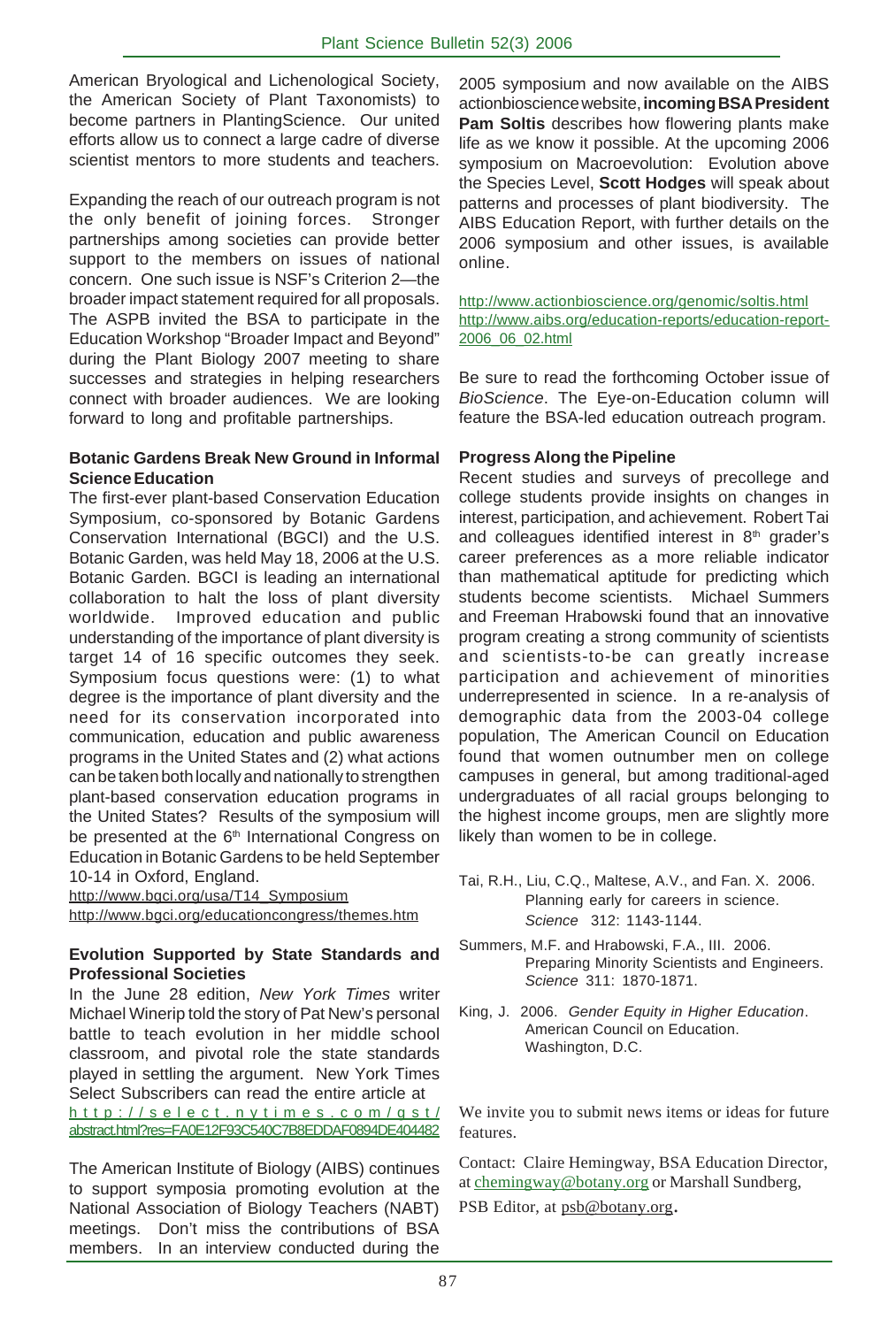American Bryological and Lichenological Society, the American Society of Plant Taxonomists) to become partners in PlantingScience. Our united efforts allow us to connect a large cadre of diverse scientist mentors to more students and teachers.

Expanding the reach of our outreach program is not the only benefit of joining forces. Stronger partnerships among societies can provide better support to the members on issues of national concern. One such issue is NSF's Criterion 2—the broader impact statement required for all proposals. The ASPB invited the BSA to participate in the Education Workshop "Broader Impact and Beyond" during the Plant Biology 2007 meeting to share successes and strategies in helping researchers connect with broader audiences. We are looking forward to long and profitable partnerships.

**Botanic Gardens Break New Ground in Informal Science Education**

The first-ever plant-based Conservation Education Symposium, co-sponsored by Botanic Gardens Conservation International (BGCI) and the U.S. Botanic Garden, was held May 18, 2006 at the U.S. Botanic Garden. BGCI is leading an international collaboration to halt the loss of plant diversity worldwide. Improved education and public understanding of the importance of plant diversity is target 14 of 16 specific outcomes they seek. Symposium focus questions were: (1) to what degree is the importance of plant diversity and the need for its conservation incorporated into communication, education and public awareness programs in the United States and (2) what actions can be taken both locally and nationally to strengthen plant-based conservation education programs in the United States? Results of the symposium will be presented at the 6th International Congress on Education in Botanic Gardens to be held September 10-14 in Oxford, England.

http://www.bgci.org/usa/T14_Symposium
http://www.bgci.org/educationcongress/themes.htm

**Evolution Supported by State Standards and Professional Societies**

In the June 28 edition, *New York Times* writer Michael Winerip told the story of Pat New's personal battle to teach evolution in her middle school classroom, and pivotal role the state standards played in settling the argument. New York Times Select Subscribers can read the entire article at http://select.nytimes.com/gst/abstract.html?res=FA0E12F93C540C7B8EDDAF0894DE404482

The American Institute of Biology (AIBS) continues to support symposia promoting evolution at the National Association of Biology Teachers (NABT) meetings. Don't miss the contributions of BSA members. In an interview conducted during the 2005 symposium and now available on the AIBS actionbioscience website, **incoming BSA President Pam Soltis** describes how flowering plants make life as we know it possible. At the upcoming 2006 symposium on Macroevolution: Evolution above the Species Level, **Scott Hodges** will speak about patterns and processes of plant biodiversity. The AIBS Education Report, with further details on the 2006 symposium and other issues, is available online.

http://www.actionbioscience.org/genomic/soltis.html
http://www.aibs.org/education-reports/education-report-2006_06_02.html

Be sure to read the forthcoming October issue of *BioScience*. The Eye-on-Education column will feature the BSA-led education outreach program.

**Progress Along the Pipeline**

Recent studies and surveys of precollege and college students provide insights on changes in interest, participation, and achievement. Robert Tai and colleagues identified interest in 8th grader's career preferences as a more reliable indicator than mathematical aptitude for predicting which students become scientists. Michael Summers and Freeman Hrabowski found that an innovative program creating a strong community of scientists and scientists-to-be can greatly increase participation and achievement of minorities underrepresented in science. In a re-analysis of demographic data from the 2003-04 college population, The American Council on Education found that women outnumber men on college campuses in general, but among traditional-aged undergraduates of all racial groups belonging to the highest income groups, men are slightly more likely than women to be in college.

Tai, R.H., Liu, C.Q., Maltese, A.V., and Fan. X. 2006. Planning early for careers in science. *Science* 312: 1143-1144.

Summers, M.F. and Hrabowski, F.A., III. 2006. Preparing Minority Scientists and Engineers. *Science* 311: 1870-1871.

King, J. 2006. *Gender Equity in Higher Education*. American Council on Education. Washington, D.C.

We invite you to submit news items or ideas for future features.

Contact: Claire Hemingway, BSA Education Director, at chemingway@botany.org or Marshall Sundberg, PSB Editor, at psb@botany.org.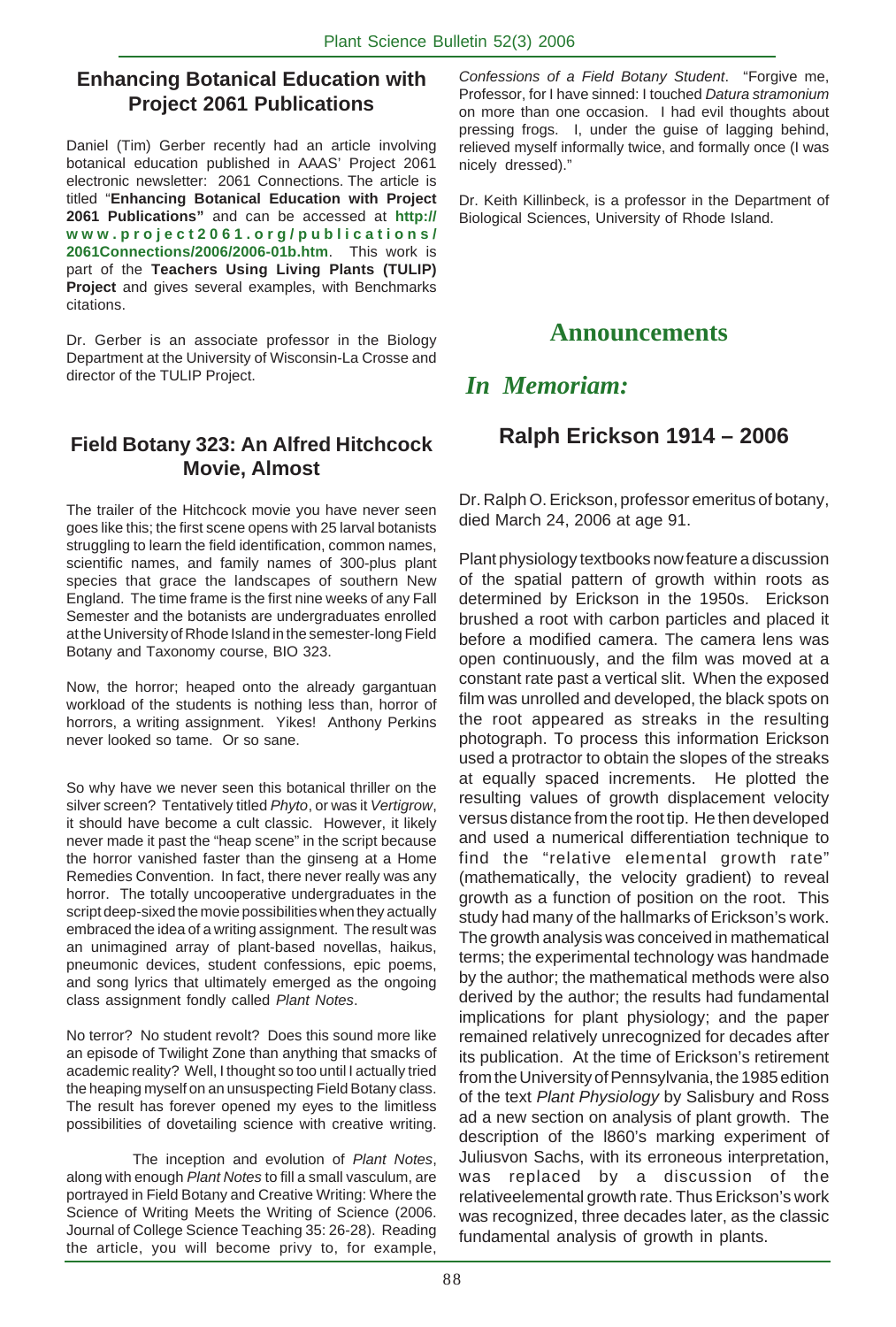## Enhancing Botanical Education with Project 2061 Publications

Daniel (Tim) Gerber recently had an article involving botanical education published in AAAS' Project 2061 electronic newsletter: 2061 Connections. The article is titled "**Enhancing Botanical Education with Project 2061 Publications"** and can be accessed at **http://www.project2061.org/publications/2061Connections/2006/2006-01b.htm**. This work is part of the **Teachers Using Living Plants (TULIP) Project** and gives several examples, with Benchmarks citations.

Dr. Gerber is an associate professor in the Biology Department at the University of Wisconsin-La Crosse and director of the TULIP Project.

## Field Botany 323: An Alfred Hitchcock Movie, Almost

The trailer of the Hitchcock movie you have never seen goes like this; the first scene opens with 25 larval botanists struggling to learn the field identification, common names, scientific names, and family names of 300-plus plant species that grace the landscapes of southern New England. The time frame is the first nine weeks of any Fall Semester and the botanists are undergraduates enrolled at the University of Rhode Island in the semester-long Field Botany and Taxonomy course, BIO 323.

Now, the horror; heaped onto the already gargantuan workload of the students is nothing less than, horror of horrors, a writing assignment. Yikes! Anthony Perkins never looked so tame. Or so sane.

So why have we never seen this botanical thriller on the silver screen? Tentatively titled *Phyto*, or was it *Vertigrow*, it should have become a cult classic. However, it likely never made it past the "heap scene" in the script because the horror vanished faster than the ginseng at a Home Remedies Convention. In fact, there never really was any horror. The totally uncooperative undergraduates in the script deep-sixed the movie possibilities when they actually embraced the idea of a writing assignment. The result was an unimagined array of plant-based novellas, haikus, pneumonic devices, student confessions, epic poems, and song lyrics that ultimately emerged as the ongoing class assignment fondly called *Plant Notes*.

No terror? No student revolt? Does this sound more like an episode of Twilight Zone than anything that smacks of academic reality? Well, I thought so too until I actually tried the heaping myself on an unsuspecting Field Botany class. The result has forever opened my eyes to the limitless possibilities of dovetailing science with creative writing.

The inception and evolution of *Plant Notes*, along with enough *Plant Notes* to fill a small vasculum, are portrayed in Field Botany and Creative Writing: Where the Science of Writing Meets the Writing of Science (2006. Journal of College Science Teaching 35: 26-28). Reading the article, you will become privy to, for example, *Confessions of a Field Botany Student*. "Forgive me, Professor, for I have sinned: I touched *Datura stramonium* on more than one occasion. I had evil thoughts about pressing frogs. I, under the guise of lagging behind, relieved myself informally twice, and formally once (I was nicely dressed)."

Dr. Keith Killinbeck, is a professor in the Department of Biological Sciences, University of Rhode Island.

# Announcements

## *In Memoriam:*

### Ralph Erickson 1914 – 2006

Dr. Ralph O. Erickson, professor emeritus of botany, died March 24, 2006 at age 91.

Plant physiology textbooks now feature a discussion of the spatial pattern of growth within roots as determined by Erickson in the 1950s. Erickson brushed a root with carbon particles and placed it before a modified camera. The camera lens was open continuously, and the film was moved at a constant rate past a vertical slit. When the exposed film was unrolled and developed, the black spots on the root appeared as streaks in the resulting photograph. To process this information Erickson used a protractor to obtain the slopes of the streaks at equally spaced increments. He plotted the resulting values of growth displacement velocity versus distance from the root tip. He then developed and used a numerical differentiation technique to find the "relative elemental growth rate" (mathematically, the velocity gradient) to reveal growth as a function of position on the root. This study had many of the hallmarks of Erickson's work. The growth analysis was conceived in mathematical terms; the experimental technology was handmade by the author; the mathematical methods were also derived by the author; the results had fundamental implications for plant physiology; and the paper remained relatively unrecognized for decades after its publication. At the time of Erickson's retirement from the University of Pennsylvania, the 1985 edition of the text *Plant Physiology* by Salisbury and Ross ad a new section on analysis of plant growth. The description of the l860's marking experiment of Juliusvon Sachs, with its erroneous interpretation, was replaced by a discussion of the relativeelemental growth rate. Thus Erickson's work was recognized, three decades later, as the classic fundamental analysis of growth in plants.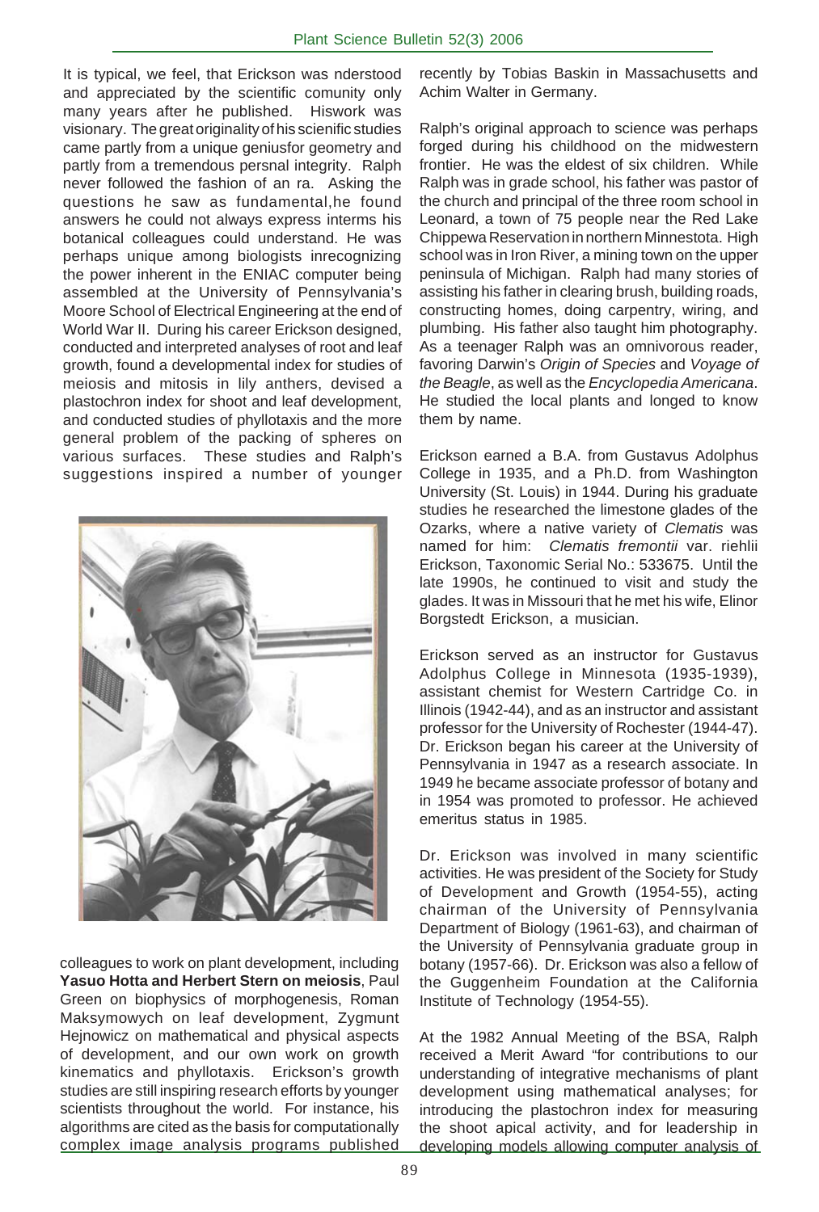It is typical, we feel, that Erickson was nderstood and appreciated by the scientific comunity only many years after he published. Hiswork was visionary. The great originality of his scienific studies came partly from a unique geniusfor geometry and partly from a tremendous persnal integrity. Ralph never followed the fashion of an ra. Asking the questions he saw as fundamental,he found answers he could not always express interms his botanical colleagues could understand. He was perhaps unique among biologists inrecognizing the power inherent in the ENIAC computer being assembled at the University of Pennsylvania's Moore School of Electrical Engineering at the end of World War II. During his career Erickson designed, conducted and interpreted analyses of root and leaf growth, found a developmental index for studies of meiosis and mitosis in lily anthers, devised a plastochron index for shoot and leaf development, and conducted studies of phyllotaxis and the more general problem of the packing of spheres on various surfaces. These studies and Ralph's suggestions inspired a number of younger colleagues to work on plant development, including **Yasuo Hotta and Herbert Stern on meiosis**, Paul Green on biophysics of morphogenesis, Roman Maksymowych on leaf development, Zygmunt Hejnowicz on mathematical and physical aspects of development, and our own work on growth kinematics and phyllotaxis. Erickson's growth studies are still inspiring research efforts by younger scientists throughout the world. For instance, his algorithms are cited as the basis for computationally complex image analysis programs published recently by Tobias Baskin in Massachusetts and Achim Walter in Germany.

Ralph's original approach to science was perhaps forged during his childhood on the midwestern frontier. He was the eldest of six children. While Ralph was in grade school, his father was pastor of the church and principal of the three room school in Leonard, a town of 75 people near the Red Lake Chippewa Reservation in northern Minnestota. High school was in Iron River, a mining town on the upper peninsula of Michigan. Ralph had many stories of assisting his father in clearing brush, building roads, constructing homes, doing carpentry, wiring, and plumbing. His father also taught him photography. As a teenager Ralph was an omnivorous reader, favoring Darwin's *Origin of Species* and *Voyage of the Beagle*, as well as the *Encyclopedia Americana*. He studied the local plants and longed to know them by name.

Erickson earned a B.A. from Gustavus Adolphus College in 1935, and a Ph.D. from Washington University (St. Louis) in 1944. During his graduate studies he researched the limestone glades of the Ozarks, where a native variety of *Clematis* was named for him: *Clematis fremontii* var. riehlii Erickson, Taxonomic Serial No.: 533675. Until the late 1990s, he continued to visit and study the glades. It was in Missouri that he met his wife, Elinor Borgstedt Erickson, a musician.

Erickson served as an instructor for Gustavus Adolphus College in Minnesota (1935-1939), assistant chemist for Western Cartridge Co. in Illinois (1942-44), and as an instructor and assistant professor for the University of Rochester (1944-47). Dr. Erickson began his career at the University of Pennsylvania in 1947 as a research associate. In 1949 he became associate professor of botany and in 1954 was promoted to professor. He achieved emeritus status in 1985.

Dr. Erickson was involved in many scientific activities. He was president of the Society for Study of Development and Growth (1954-55), acting chairman of the University of Pennsylvania Department of Biology (1961-63), and chairman of the University of Pennsylvania graduate group in botany (1957-66). Dr. Erickson was also a fellow of the Guggenheim Foundation at the California Institute of Technology (1954-55).

At the 1982 Annual Meeting of the BSA, Ralph received a Merit Award "for contributions to our understanding of integrative mechanisms of plant development using mathematical analyses; for introducing the plastochron index for measuring the shoot apical activity, and for leadership in developing models allowing computer analysis of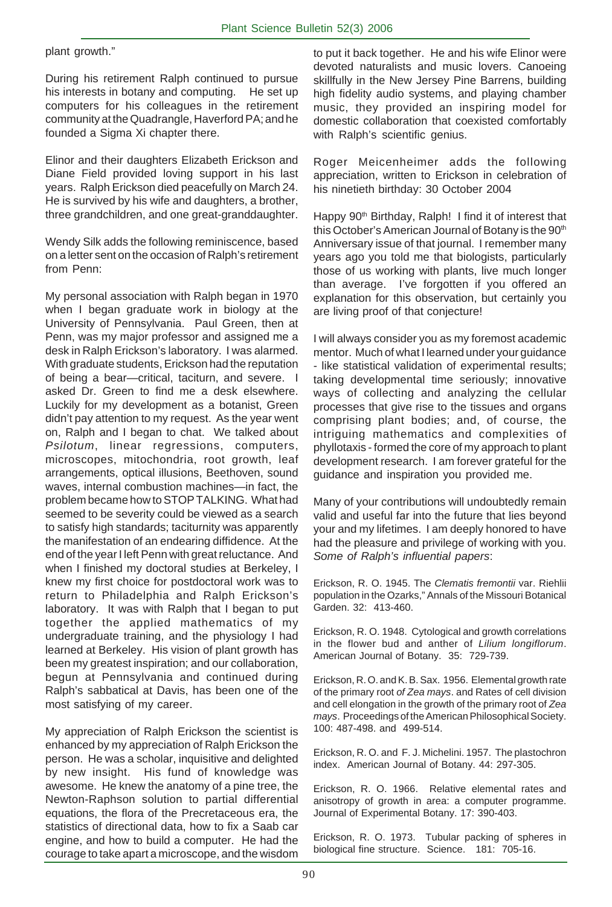plant growth."

During his retirement Ralph continued to pursue his interests in botany and computing. He set up computers for his colleagues in the retirement community at the Quadrangle, Haverford PA; and he founded a Sigma Xi chapter there.

Elinor and their daughters Elizabeth Erickson and Diane Field provided loving support in his last years. Ralph Erickson died peacefully on March 24. He is survived by his wife and daughters, a brother, three grandchildren, and one great-granddaughter.

Wendy Silk adds the following reminiscence, based on a letter sent on the occasion of Ralph's retirement from Penn:

My personal association with Ralph began in 1970 when I began graduate work in biology at the University of Pennsylvania. Paul Green, then at Penn, was my major professor and assigned me a desk in Ralph Erickson's laboratory. I was alarmed. With graduate students, Erickson had the reputation of being a bear—critical, taciturn, and severe. I asked Dr. Green to find me a desk elsewhere. Luckily for my development as a botanist, Green didn't pay attention to my request. As the year went on, Ralph and I began to chat. We talked about *Psilotum*, linear regressions, computers, microscopes, mitochondria, root growth, leaf arrangements, optical illusions, Beethoven, sound waves, internal combustion machines—in fact, the problem became how to STOP TALKING. What had seemed to be severity could be viewed as a search to satisfy high standards; taciturnity was apparently the manifestation of an endearing diffidence. At the end of the year I left Penn with great reluctance. And when I finished my doctoral studies at Berkeley, I knew my first choice for postdoctoral work was to return to Philadelphia and Ralph Erickson's laboratory. It was with Ralph that I began to put together the applied mathematics of my undergraduate training, and the physiology I had learned at Berkeley. His vision of plant growth has been my greatest inspiration; and our collaboration, begun at Pennsylvania and continued during Ralph's sabbatical at Davis, has been one of the most satisfying of my career.

My appreciation of Ralph Erickson the scientist is enhanced by my appreciation of Ralph Erickson the person. He was a scholar, inquisitive and delighted by new insight. His fund of knowledge was awesome. He knew the anatomy of a pine tree, the Newton-Raphson solution to partial differential equations, the flora of the Precretaceous era, the statistics of directional data, how to fix a Saab car engine, and how to build a computer. He had the courage to take apart a microscope, and the wisdom to put it back together. He and his wife Elinor were devoted naturalists and music lovers. Canoeing skillfully in the New Jersey Pine Barrens, building high fidelity audio systems, and playing chamber music, they provided an inspiring model for domestic collaboration that coexisted comfortably with Ralph's scientific genius.

Roger Meicenheimer adds the following appreciation, written to Erickson in celebration of his ninetieth birthday: 30 October 2004

Happy 90th Birthday, Ralph! I find it of interest that this October's American Journal of Botany is the 90th Anniversary issue of that journal. I remember many years ago you told me that biologists, particularly those of us working with plants, live much longer than average. I've forgotten if you offered an explanation for this observation, but certainly you are living proof of that conjecture!

I will always consider you as my foremost academic mentor. Much of what I learned under your guidance - like statistical validation of experimental results; taking developmental time seriously; innovative ways of collecting and analyzing the cellular processes that give rise to the tissues and organs comprising plant bodies; and, of course, the intriguing mathematics and complexities of phyllotaxis - formed the core of my approach to plant development research. I am forever grateful for the guidance and inspiration you provided me.

Many of your contributions will undoubtedly remain valid and useful far into the future that lies beyond your and my lifetimes. I am deeply honored to have had the pleasure and privilege of working with you.

*Some of Ralph's influential papers*:

Erickson, R. O. 1945. The *Clematis fremontii* var. Riehlii population in the Ozarks," Annals of the Missouri Botanical Garden. 32: 413-460.

Erickson, R. O. 1948. Cytological and growth correlations in the flower bud and anther of *Lilium longiflorum*. American Journal of Botany. 35: 729-739.

Erickson, R. O. and K. B. Sax. 1956. Elemental growth rate of the primary root *of Zea mays*. and Rates of cell division and cell elongation in the growth of the primary root of *Zea mays*. Proceedings of the American Philosophical Society. 100: 487-498. and 499-514.

Erickson, R. O. and F. J. Michelini. 1957. The plastochron index. American Journal of Botany. 44: 297-305.

Erickson, R. O. 1966. Relative elemental rates and anisotropy of growth in area: a computer programme. Journal of Experimental Botany. 17: 390-403.

Erickson, R. O. 1973. Tubular packing of spheres in biological fine structure. Science. 181: 705-16.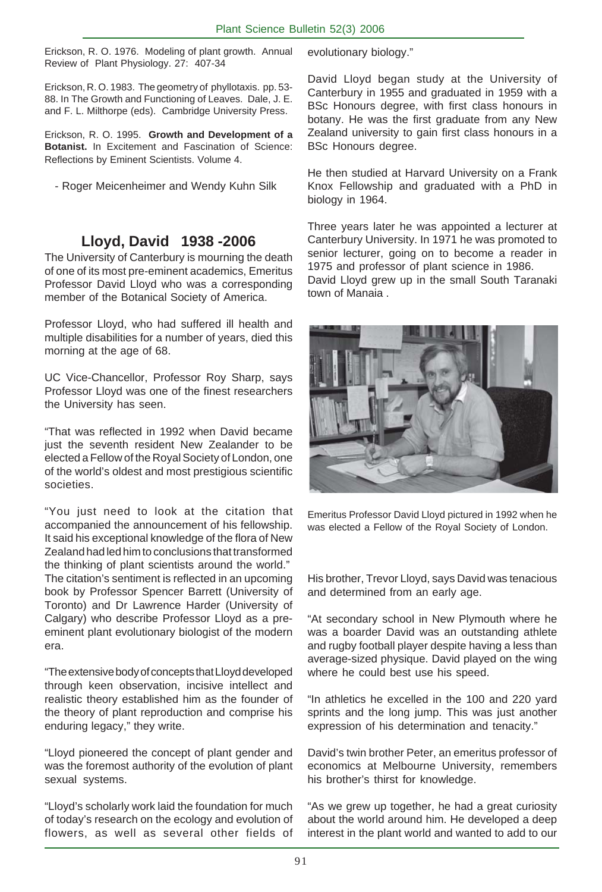Erickson, R. O. 1976. Modeling of plant growth. Annual Review of Plant Physiology. 27: 407-34

Erickson, R. O. 1983. The geometry of phyllotaxis. pp. 53-88. In The Growth and Functioning of Leaves. Dale, J. E. and F. L. Milthorpe (eds). Cambridge University Press.

Erickson, R. O. 1995. **Growth and Development of a Botanist.** In Excitement and Fascination of Science: Reflections by Eminent Scientists. Volume 4.

- Roger Meicenheimer and Wendy Kuhn Silk

## Lloyd, David 1938 -2006

The University of Canterbury is mourning the death of one of its most pre-eminent academics, Emeritus Professor David Lloyd who was a corresponding member of the Botanical Society of America.

Professor Lloyd, who had suffered ill health and multiple disabilities for a number of years, died this morning at the age of 68.

UC Vice-Chancellor, Professor Roy Sharp, says Professor Lloyd was one of the finest researchers the University has seen.

"That was reflected in 1992 when David became just the seventh resident New Zealander to be elected a Fellow of the Royal Society of London, one of the world's oldest and most prestigious scientific societies.

"You just need to look at the citation that accompanied the announcement of his fellowship. It said his exceptional knowledge of the flora of New Zealand had led him to conclusions that transformed the thinking of plant scientists around the world."

The citation's sentiment is reflected in an upcoming book by Professor Spencer Barrett (University of Toronto) and Dr Lawrence Harder (University of Calgary) who describe Professor Lloyd as a pre-eminent plant evolutionary biologist of the modern era.

"The extensive body of concepts that Lloyd developed through keen observation, incisive intellect and realistic theory established him as the founder of the theory of plant reproduction and comprise his enduring legacy," they write.

"Lloyd pioneered the concept of plant gender and was the foremost authority of the evolution of plant sexual systems.

"Lloyd's scholarly work laid the foundation for much of today's research on the ecology and evolution of flowers, as well as several other fields of evolutionary biology."

David Lloyd began study at the University of Canterbury in 1955 and graduated in 1959 with a BSc Honours degree, with first class honours in botany. He was the first graduate from any New Zealand university to gain first class honours in a BSc Honours degree.

He then studied at Harvard University on a Frank Knox Fellowship and graduated with a PhD in biology in 1964.

Three years later he was appointed a lecturer at Canterbury University. In 1971 he was promoted to senior lecturer, going on to become a reader in 1975 and professor of plant science in 1986.

David Lloyd grew up in the small South Taranaki town of Manaia .

Emeritus Professor David Lloyd pictured in 1992 when he was elected a Fellow of the Royal Society of London.

His brother, Trevor Lloyd, says David was tenacious and determined from an early age.

"At secondary school in New Plymouth where he was a boarder David was an outstanding athlete and rugby football player despite having a less than average-sized physique. David played on the wing where he could best use his speed.

"In athletics he excelled in the 100 and 220 yard sprints and the long jump. This was just another expression of his determination and tenacity."

David's twin brother Peter, an emeritus professor of economics at Melbourne University, remembers his brother's thirst for knowledge.

"As we grew up together, he had a great curiosity about the world around him. He developed a deep interest in the plant world and wanted to add to our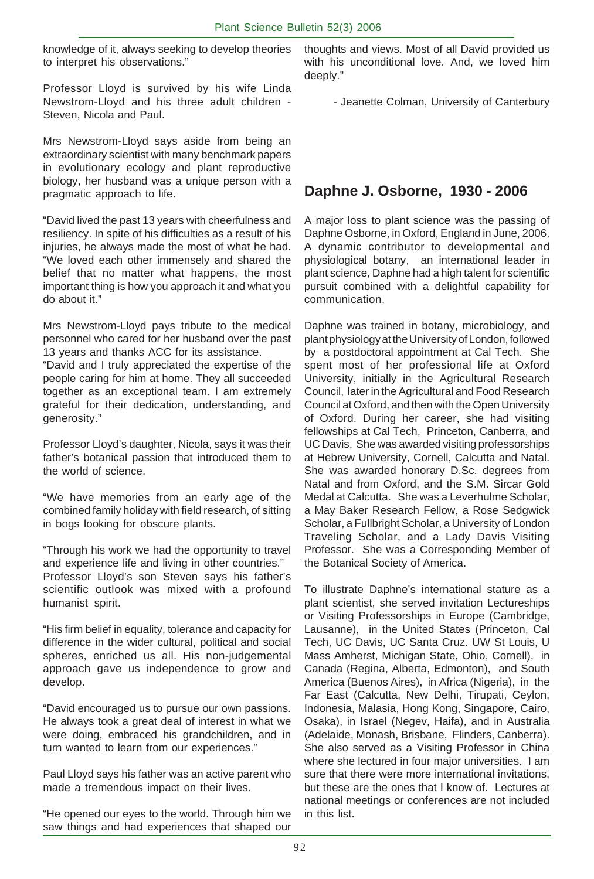knowledge of it, always seeking to develop theories to interpret his observations."

Professor Lloyd is survived by his wife Linda Newstrom-Lloyd and his three adult children - Steven, Nicola and Paul.

Mrs Newstrom-Lloyd says aside from being an extraordinary scientist with many benchmark papers in evolutionary ecology and plant reproductive biology, her husband was a unique person with a pragmatic approach to life.

"David lived the past 13 years with cheerfulness and resiliency. In spite of his difficulties as a result of his injuries, he always made the most of what he had. "We loved each other immensely and shared the belief that no matter what happens, the most important thing is how you approach it and what you do about it."

Mrs Newstrom-Lloyd pays tribute to the medical personnel who cared for her husband over the past 13 years and thanks ACC for its assistance.

"David and I truly appreciated the expertise of the people caring for him at home. They all succeeded together as an exceptional team. I am extremely grateful for their dedication, understanding, and generosity."

Professor Lloyd's daughter, Nicola, says it was their father's botanical passion that introduced them to the world of science.

"We have memories from an early age of the combined family holiday with field research, of sitting in bogs looking for obscure plants.

"Through his work we had the opportunity to travel and experience life and living in other countries."

Professor Lloyd's son Steven says his father's scientific outlook was mixed with a profound humanist spirit.

"His firm belief in equality, tolerance and capacity for difference in the wider cultural, political and social spheres, enriched us all. His non-judgemental approach gave us independence to grow and develop.

"David encouraged us to pursue our own passions. He always took a great deal of interest in what we were doing, embraced his grandchildren, and in turn wanted to learn from our experiences."

Paul Lloyd says his father was an active parent who made a tremendous impact on their lives.

"He opened our eyes to the world. Through him we saw things and had experiences that shaped our thoughts and views. Most of all David provided us with his unconditional love. And, we loved him deeply."

- Jeanette Colman, University of Canterbury

## Daphne J. Osborne, 1930 - 2006

A major loss to plant science was the passing of Daphne Osborne, in Oxford, England in June, 2006. A dynamic contributor to developmental and physiological botany, an international leader in plant science, Daphne had a high talent for scientific pursuit combined with a delightful capability for communication.

Daphne was trained in botany, microbiology, and plant physiology at the University of London, followed by a postdoctoral appointment at Cal Tech. She spent most of her professional life at Oxford University, initially in the Agricultural Research Council, later in the Agricultural and Food Research Council at Oxford, and then with the Open University of Oxford. During her career, she had visiting fellowships at Cal Tech, Princeton, Canberra, and UC Davis. She was awarded visiting professorships at Hebrew University, Cornell, Calcutta and Natal. She was awarded honorary D.Sc. degrees from Natal and from Oxford, and the S.M. Sircar Gold Medal at Calcutta. She was a Leverhulme Scholar, a May Baker Research Fellow, a Rose Sedgwick Scholar, a Fullbright Scholar, a University of London Traveling Scholar, and a Lady Davis Visiting Professor. She was a Corresponding Member of the Botanical Society of America.

To illustrate Daphne's international stature as a plant scientist, she served invitation Lectureships or Visiting Professorships in Europe (Cambridge, Lausanne), in the United States (Princeton, Cal Tech, UC Davis, UC Santa Cruz. UW St Louis, U Mass Amherst, Michigan State, Ohio, Cornell), in Canada (Regina, Alberta, Edmonton), and South America (Buenos Aires), in Africa (Nigeria), in the Far East (Calcutta, New Delhi, Tirupati, Ceylon, Indonesia, Malasia, Hong Kong, Singapore, Cairo, Osaka), in Israel (Negev, Haifa), and in Australia (Adelaide, Monash, Brisbane, Flinders, Canberra). She also served as a Visiting Professor in China where she lectured in four major universities. I am sure that there were more international invitations, but these are the ones that I know of. Lectures at national meetings or conferences are not included in this list.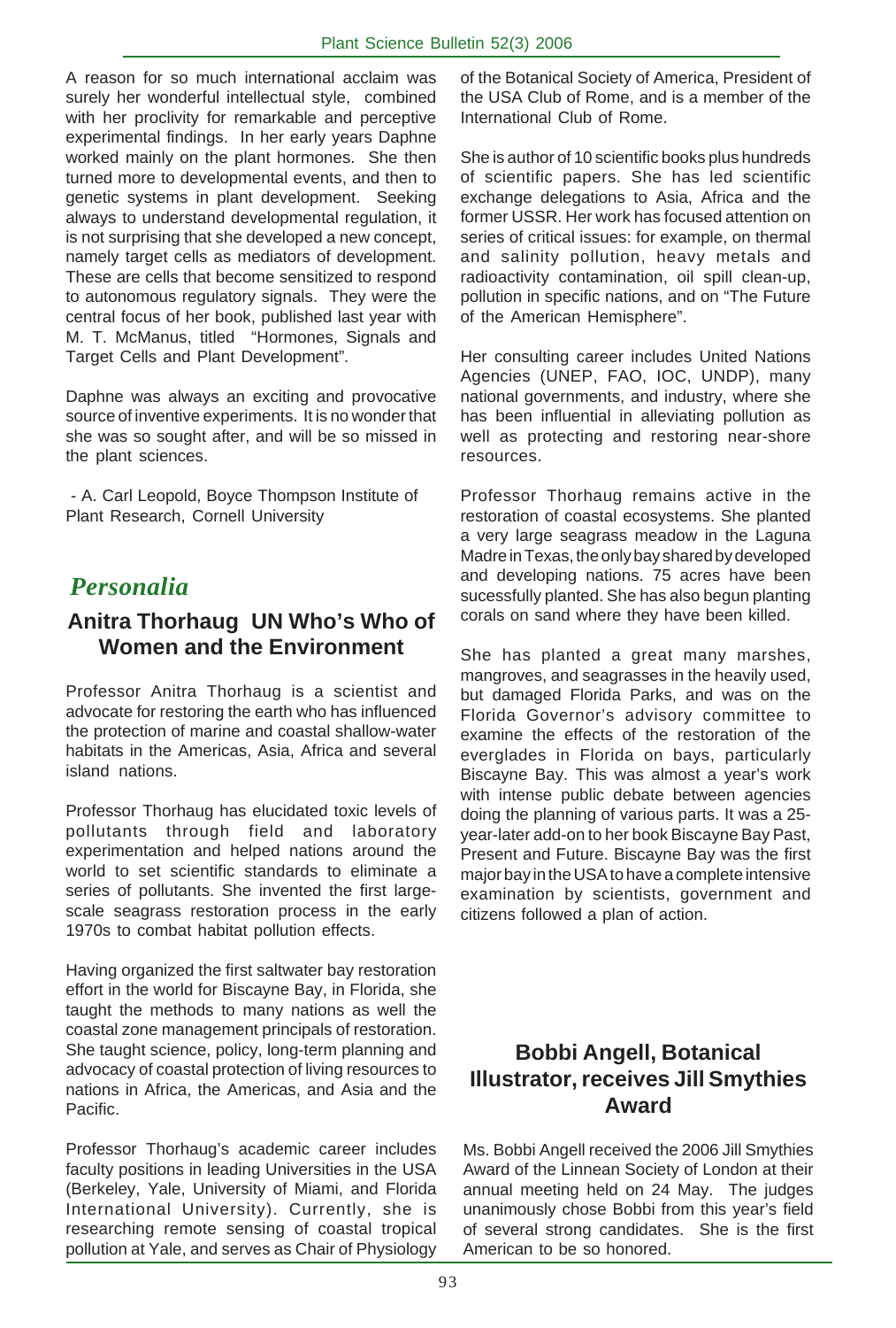A reason for so much international acclaim was surely her wonderful intellectual style, combined with her proclivity for remarkable and perceptive experimental findings. In her early years Daphne worked mainly on the plant hormones. She then turned more to developmental events, and then to genetic systems in plant development. Seeking always to understand developmental regulation, it is not surprising that she developed a new concept, namely target cells as mediators of development. These are cells that become sensitized to respond to autonomous regulatory signals. They were the central focus of her book, published last year with M. T. McManus, titled "Hormones, Signals and Target Cells and Plant Development".

Daphne was always an exciting and provocative source of inventive experiments. It is no wonder that she was so sought after, and will be so missed in the plant sciences.

- A. Carl Leopold, Boyce Thompson Institute of Plant Research, Cornell University

## *Personalia*

### Anitra Thorhaug UN Who's Who of Women and the Environment

Professor Anitra Thorhaug is a scientist and advocate for restoring the earth who has influenced the protection of marine and coastal shallow-water habitats in the Americas, Asia, Africa and several island nations.

Professor Thorhaug has elucidated toxic levels of pollutants through field and laboratory experimentation and helped nations around the world to set scientific standards to eliminate a series of pollutants. She invented the first large-scale seagrass restoration process in the early 1970s to combat habitat pollution effects.

Having organized the first saltwater bay restoration effort in the world for Biscayne Bay, in Florida, she taught the methods to many nations as well the coastal zone management principals of restoration. She taught science, policy, long-term planning and advocacy of coastal protection of living resources to nations in Africa, the Americas, and Asia and the Pacific.

Professor Thorhaug's academic career includes faculty positions in leading Universities in the USA (Berkeley, Yale, University of Miami, and Florida International University). Currently, she is researching remote sensing of coastal tropical pollution at Yale, and serves as Chair of Physiology of the Botanical Society of America, President of the USA Club of Rome, and is a member of the International Club of Rome.

She is author of 10 scientific books plus hundreds of scientific papers. She has led scientific exchange delegations to Asia, Africa and the former USSR. Her work has focused attention on series of critical issues: for example, on thermal and salinity pollution, heavy metals and radioactivity contamination, oil spill clean-up, pollution in specific nations, and on "The Future of the American Hemisphere".

Her consulting career includes United Nations Agencies (UNEP, FAO, IOC, UNDP), many national governments, and industry, where she has been influential in alleviating pollution as well as protecting and restoring near-shore resources.

Professor Thorhaug remains active in the restoration of coastal ecosystems. She planted a very large seagrass meadow in the Laguna Madre in Texas, the only bay shared by developed and developing nations. 75 acres have been sucessfully planted. She has also begun planting corals on sand where they have been killed.

She has planted a great many marshes, mangroves, and seagrasses in the heavily used, but damaged Florida Parks, and was on the Florida Governor's advisory committee to examine the effects of the restoration of the everglades in Florida on bays, particularly Biscayne Bay. This was almost a year's work with intense public debate between agencies doing the planning of various parts. It was a 25-year-later add-on to her book Biscayne Bay Past, Present and Future. Biscayne Bay was the first major bay in the USA to have a complete intensive examination by scientists, government and citizens followed a plan of action.

### Bobbi Angell, Botanical Illustrator, receives Jill Smythies Award

Ms. Bobbi Angell received the 2006 Jill Smythies Award of the Linnean Society of London at their annual meeting held on 24 May. The judges unanimously chose Bobbi from this year's field of several strong candidates. She is the first American to be so honored.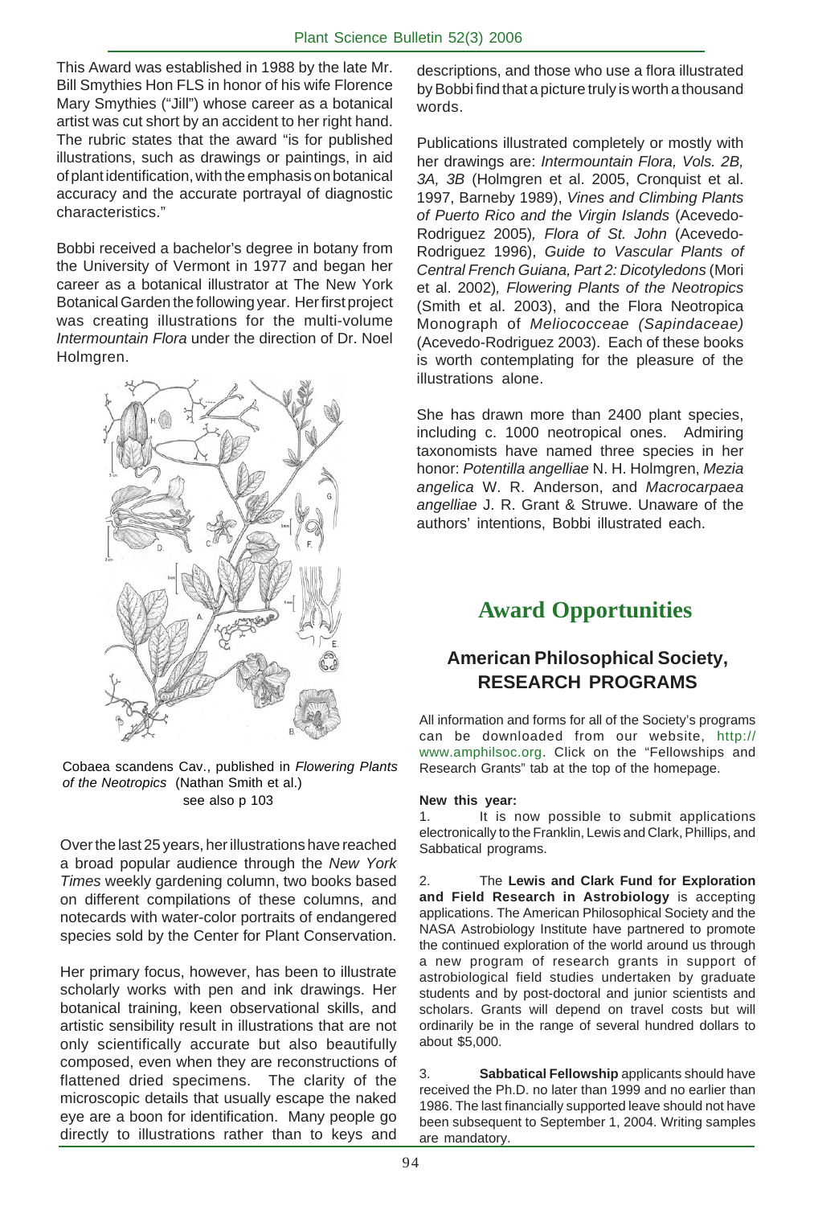This Award was established in 1988 by the late Mr. Bill Smythies Hon FLS in honor of his wife Florence Mary Smythies ("Jill") whose career as a botanical artist was cut short by an accident to her right hand. The rubric states that the award "is for published illustrations, such as drawings or paintings, in aid of plant identification, with the emphasis on botanical accuracy and the accurate portrayal of diagnostic characteristics."

Bobbi received a bachelor's degree in botany from the University of Vermont in 1977 and began her career as a botanical illustrator at The New York Botanical Garden the following year. Her first project was creating illustrations for the multi-volume *Intermountain Flora* under the direction of Dr. Noel Holmgren.

Cobaea scandens Cav., published in *Flowering Plants of the Neotropics* (Nathan Smith et al.) see also p 103

Over the last 25 years, her illustrations have reached a broad popular audience through the *New York Times* weekly gardening column, two books based on different compilations of these columns, and notecards with water-color portraits of endangered species sold by the Center for Plant Conservation.

Her primary focus, however, has been to illustrate scholarly works with pen and ink drawings. Her botanical training, keen observational skills, and artistic sensibility result in illustrations that are not only scientifically accurate but also beautifully composed, even when they are reconstructions of flattened dried specimens. The clarity of the microscopic details that usually escape the naked eye are a boon for identification. Many people go directly to illustrations rather than to keys and descriptions, and those who use a flora illustrated by Bobbi find that a picture truly is worth a thousand words.

Publications illustrated completely or mostly with her drawings are: *Intermountain Flora, Vols. 2B, 3A, 3B* (Holmgren et al. 2005, Cronquist et al. 1997, Barneby 1989), *Vines and Climbing Plants of Puerto Rico and the Virgin Islands* (Acevedo-Rodriguez 2005), *Flora of St. John* (Acevedo-Rodriguez 1996), *Guide to Vascular Plants of Central French Guiana, Part 2: Dicotyledons* (Mori et al. 2002), *Flowering Plants of the Neotropics* (Smith et al. 2003), and the Flora Neotropica Monograph of *Meliococceae (Sapindaceae)* (Acevedo-Rodriguez 2003). Each of these books is worth contemplating for the pleasure of the illustrations alone.

She has drawn more than 2400 plant species, including c. 1000 neotropical ones. Admiring taxonomists have named three species in her honor: *Potentilla angelliae* N. H. Holmgren, *Mezia angelica* W. R. Anderson, and *Macrocarpaea angelliae* J. R. Grant & Struwe. Unaware of the authors' intentions, Bobbi illustrated each.

# Award Opportunities

## American Philosophical Society, RESEARCH PROGRAMS

All information and forms for all of the Society's programs can be downloaded from our website, http://www.amphilsoc.org. Click on the "Fellowships and Research Grants" tab at the top of the homepage.

**New this year:**

1. It is now possible to submit applications electronically to the Franklin, Lewis and Clark, Phillips, and Sabbatical programs.

2. The **Lewis and Clark Fund for Exploration and Field Research in Astrobiology** is accepting applications. The American Philosophical Society and the NASA Astrobiology Institute have partnered to promote the continued exploration of the world around us through a new program of research grants in support of astrobiological field studies undertaken by graduate students and by post-doctoral and junior scientists and scholars. Grants will depend on travel costs but will ordinarily be in the range of several hundred dollars to about $5,000.

3. **Sabbatical Fellowship** applicants should have received the Ph.D. no later than 1999 and no earlier than 1986. The last financially supported leave should not have been subsequent to September 1, 2004. Writing samples are mandatory.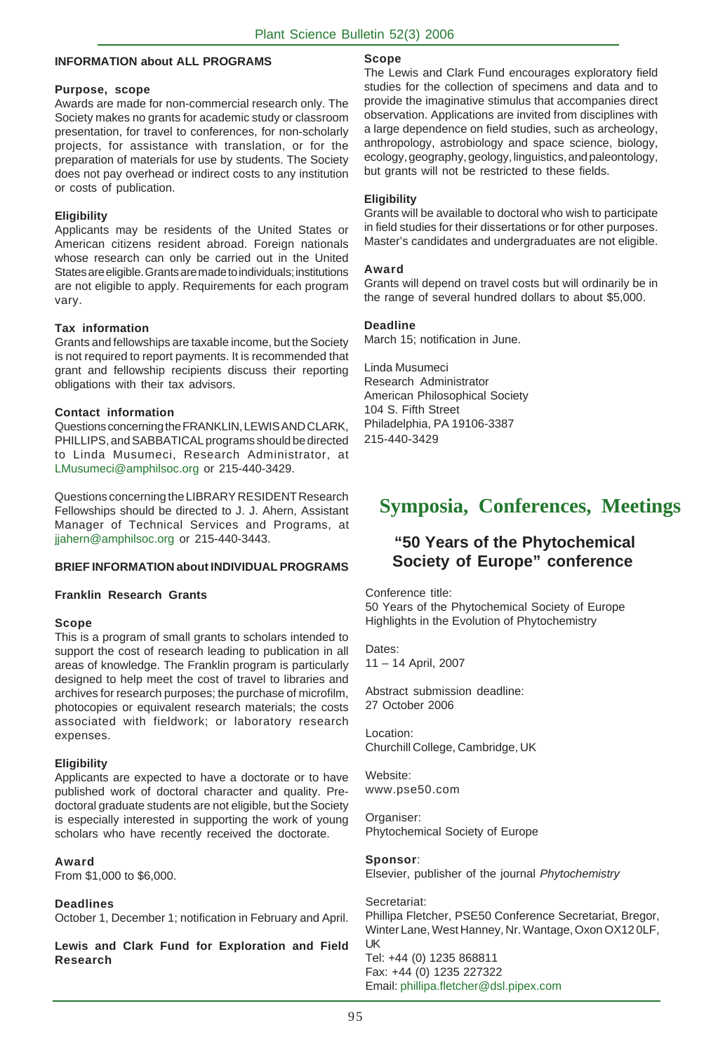### INFORMATION about ALL PROGRAMS

**Purpose, scope**

Awards are made for non-commercial research only. The Society makes no grants for academic study or classroom presentation, for travel to conferences, for non-scholarly projects, for assistance with translation, or for the preparation of materials for use by students. The Society does not pay overhead or indirect costs to any institution or costs of publication.

**Eligibility**

Applicants may be residents of the United States or American citizens resident abroad. Foreign nationals whose research can only be carried out in the United States are eligible. Grants are made to individuals; institutions are not eligible to apply. Requirements for each program vary.

**Tax information**

Grants and fellowships are taxable income, but the Society is not required to report payments. It is recommended that grant and fellowship recipients discuss their reporting obligations with their tax advisors.

**Contact information**

Questions concerning the FRANKLIN, LEWIS AND CLARK, PHILLIPS, and SABBATICAL programs should be directed to Linda Musumeci, Research Administrator, at LMusumeci@amphilsoc.org or 215-440-3429.

Questions concerning the LIBRARY RESIDENT Research Fellowships should be directed to J. J. Ahern, Assistant Manager of Technical Services and Programs, at jjahern@amphilsoc.org or 215-440-3443.

### BRIEF INFORMATION about INDIVIDUAL PROGRAMS

**Franklin Research Grants**

**Scope**

This is a program of small grants to scholars intended to support the cost of research leading to publication in all areas of knowledge. The Franklin program is particularly designed to help meet the cost of travel to libraries and archives for research purposes; the purchase of microfilm, photocopies or equivalent research materials; the costs associated with fieldwork; or laboratory research expenses.

**Eligibility**

Applicants are expected to have a doctorate or to have published work of doctoral character and quality. Pre-doctoral graduate students are not eligible, but the Society is especially interested in supporting the work of young scholars who have recently received the doctorate.

**Award**

From $1,000 to $6,000.

**Deadlines**

October 1, December 1; notification in February and April.

**Lewis and Clark Fund for Exploration and Field Research**

**Scope**

The Lewis and Clark Fund encourages exploratory field studies for the collection of specimens and data and to provide the imaginative stimulus that accompanies direct observation. Applications are invited from disciplines with a large dependence on field studies, such as archeology, anthropology, astrobiology and space science, biology, ecology, geography, geology, linguistics, and paleontology, but grants will not be restricted to these fields.

**Eligibility**

Grants will be available to doctoral who wish to participate in field studies for their dissertations or for other purposes. Master's candidates and undergraduates are not eligible.

**Award**

Grants will depend on travel costs but will ordinarily be in the range of several hundred dollars to about $5,000.

**Deadline**

March 15; notification in June.

Linda Musumeci
Research Administrator
American Philosophical Society
104 S. Fifth Street
Philadelphia, PA 19106-3387
215-440-3429

# Symposia, Conferences, Meetings

## "50 Years of the Phytochemical Society of Europe" conference

Conference title:
50 Years of the Phytochemical Society of Europe
Highlights in the Evolution of Phytochemistry

Dates:
11 – 14 April, 2007

Abstract submission deadline:
27 October 2006

Location:
Churchill College, Cambridge, UK

Website:
www.pse50.com

Organiser:
Phytochemical Society of Europe

**Sponsor**:
Elsevier, publisher of the journal *Phytochemistry*

Secretariat:
Phillipa Fletcher, PSE50 Conference Secretariat, Bregor, Winter Lane, West Hanney, Nr. Wantage, Oxon OX12 0LF, UK
Tel: +44 (0) 1235 868811
Fax: +44 (0) 1235 227322
Email: phillipa.fletcher@dsl.pipex.com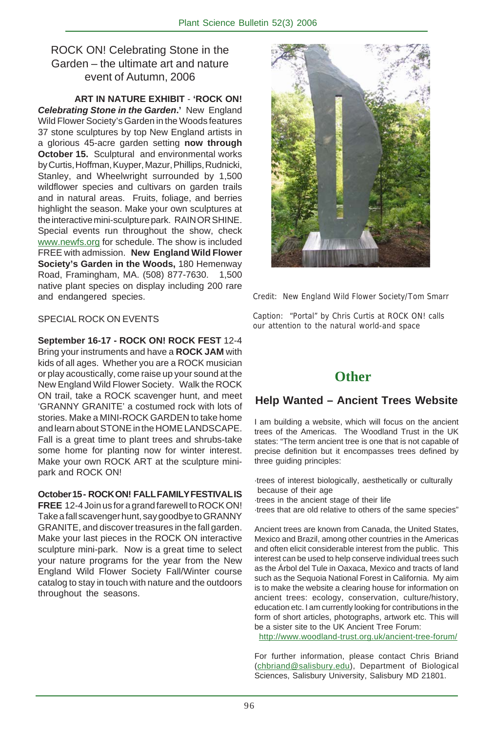## ROCK ON! Celebrating Stone in the Garden – the ultimate art and nature event of Autumn, 2006

**ART IN NATURE EXHIBIT** - **'ROCK ON! *Celebrating Stone in the Garden*.'** New England Wild Flower Society's Garden in the Woods features 37 stone sculptures by top New England artists in a glorious 45-acre garden setting **now through October 15.** Sculptural and environmental works by Curtis, Hoffman, Kuyper, Mazur, Phillips, Rudnicki, Stanley, and Wheelwright surrounded by 1,500 wildflower species and cultivars on garden trails and in natural areas. Fruits, foliage, and berries highlight the season. Make your own sculptures at the interactive mini-sculpture park. RAIN OR SHINE. Special events run throughout the show, check www.newfs.org for schedule. The show is included FREE with admission. **New England Wild Flower Society's Garden in the Woods,** 180 Hemenway Road, Framingham, MA. (508) 877-7630. 1,500 native plant species on display including 200 rare and endangered species.

SPECIAL ROCK ON EVENTS

**September 16-17 - ROCK ON! ROCK FEST** 12-4 Bring your instruments and have a **ROCK JAM** with kids of all ages. Whether you are a ROCK musician or play acoustically, come raise up your sound at the New England Wild Flower Society. Walk the ROCK ON trail, take a ROCK scavenger hunt, and meet 'GRANNY GRANITE' a costumed rock with lots of stories. Make a MINI-ROCK GARDEN to take home and learn about STONE in the HOME LANDSCAPE. Fall is a great time to plant trees and shrubs-take some home for planting now for winter interest. Make your own ROCK ART at the sculpture mini-park and ROCK ON!

**October 15 - ROCK ON! FALL FAMILY FESTIVAL IS FREE** 12-4 Join us for a grand farewell to ROCK ON! Take a fall scavenger hunt, say goodbye to GRANNY GRANITE, and discover treasures in the fall garden. Make your last pieces in the ROCK ON interactive sculpture mini-park. Now is a great time to select your nature programs for the year from the New England Wild Flower Society Fall/Winter course catalog to stay in touch with nature and the outdoors throughout the seasons.

Credit: New England Wild Flower Society/Tom Smarr

Caption: "Portal" by Chris Curtis at ROCK ON! calls our attention to the natural world-and space

# Other

## Help Wanted – Ancient Trees Website

I am building a website, which will focus on the ancient trees of the Americas. The Woodland Trust in the UK states: "The term ancient tree is one that is not capable of precise definition but it encompasses trees defined by three guiding principles:

- trees of interest biologically, aesthetically or culturally because of their age
- trees in the ancient stage of their life
- trees that are old relative to others of the same species"

Ancient trees are known from Canada, the United States, Mexico and Brazil, among other countries in the Americas and often elicit considerable interest from the public. This interest can be used to help conserve individual trees such as the Árbol del Tule in Oaxaca, Mexico and tracts of land such as the Sequoia National Forest in California. My aim is to make the website a clearing house for information on ancient trees: ecology, conservation, culture/history, education etc. I am currently looking for contributions in the form of short articles, photographs, artwork etc. This will be a sister site to the UK Ancient Tree Forum: http://www.woodland-trust.org.uk/ancient-tree-forum/

For further information, please contact Chris Briand (chbriand@salisbury.edu), Department of Biological Sciences, Salisbury University, Salisbury MD 21801.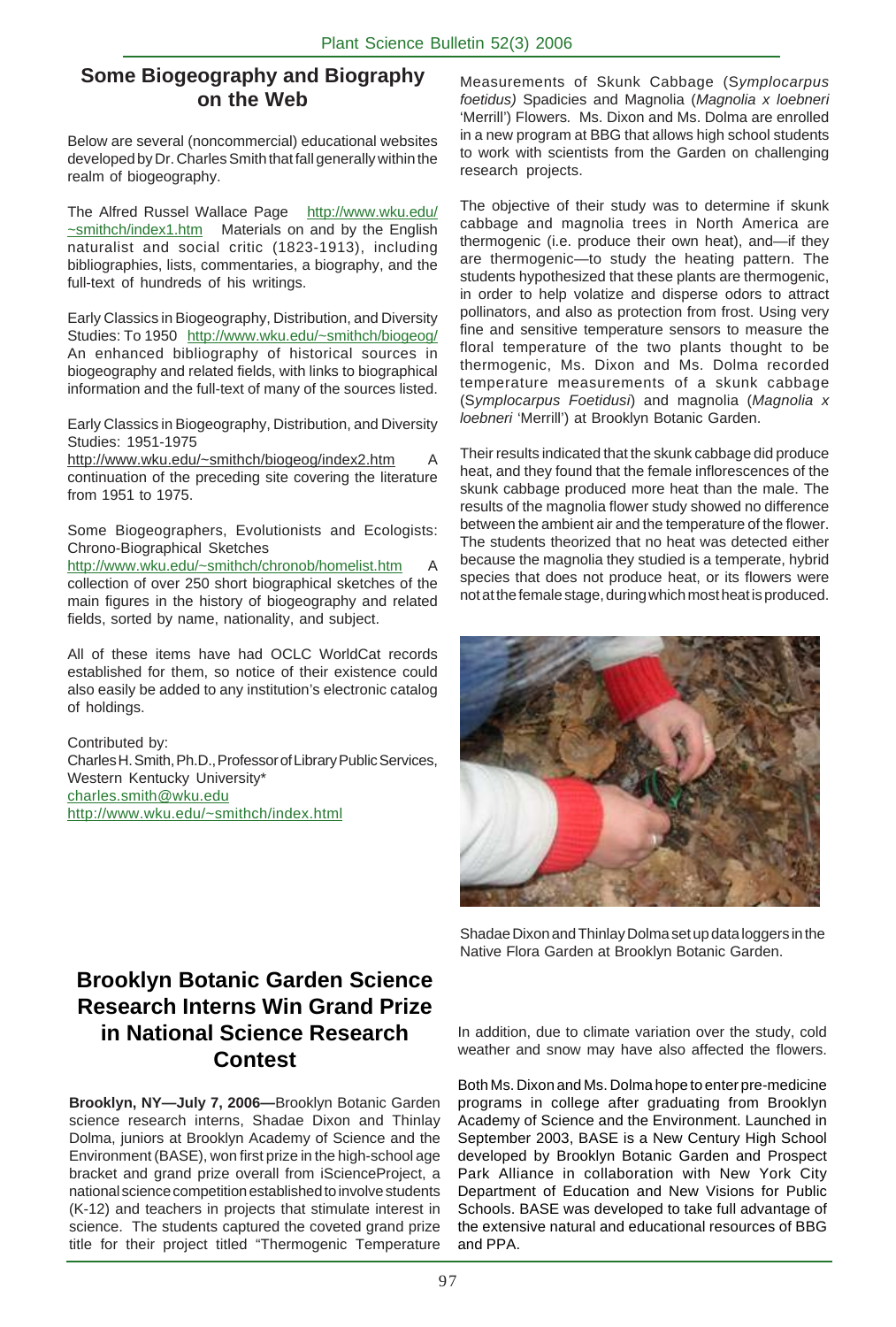## Some Biogeography and Biography on the Web

Below are several (noncommercial) educational websites developed by Dr. Charles Smith that fall generally within the realm of biogeography.

The Alfred Russel Wallace Page http://www.wku.edu/~smithch/index1.htm Materials on and by the English naturalist and social critic (1823-1913), including bibliographies, lists, commentaries, a biography, and the full-text of hundreds of his writings.

Early Classics in Biogeography, Distribution, and Diversity Studies: To 1950 http://www.wku.edu/~smithch/biogeog/ An enhanced bibliography of historical sources in biogeography and related fields, with links to biographical information and the full-text of many of the sources listed.

Early Classics in Biogeography, Distribution, and Diversity Studies: 1951-1975
http://www.wku.edu/~smithch/biogeog/index2.htm A continuation of the preceding site covering the literature from 1951 to 1975.

Some Biogeographers, Evolutionists and Ecologists: Chrono-Biographical Sketches
http://www.wku.edu/~smithch/chronob/homelist.htm A collection of over 250 short biographical sketches of the main figures in the history of biogeography and related fields, sorted by name, nationality, and subject.

All of these items have had OCLC WorldCat records established for them, so notice of their existence could also easily be added to any institution's electronic catalog of holdings.

Contributed by:
Charles H. Smith, Ph.D., Professor of Library Public Services, Western Kentucky University*
charles.smith@wku.edu
http://www.wku.edu/~smithch/index.html

## Brooklyn Botanic Garden Science Research Interns Win Grand Prize in National Science Research Contest

**Brooklyn, NY—July 7, 2006—**Brooklyn Botanic Garden science research interns, Shadae Dixon and Thinlay Dolma, juniors at Brooklyn Academy of Science and the Environment (BASE), won first prize in the high-school age bracket and grand prize overall from iScienceProject, a national science competition established to involve students (K-12) and teachers in projects that stimulate interest in science. The students captured the coveted grand prize title for their project titled "Thermogenic Temperature Measurements of Skunk Cabbage (*Symplocarpus foetidus)* Spadicies and Magnolia (*Magnolia x loebneri* 'Merrill') Flowers. Ms. Dixon and Ms. Dolma are enrolled in a new program at BBG that allows high school students to work with scientists from the Garden on challenging research projects.

The objective of their study was to determine if skunk cabbage and magnolia trees in North America are thermogenic (i.e. produce their own heat), and—if they are thermogenic—to study the heating pattern. The students hypothesized that these plants are thermogenic, in order to help volatize and disperse odors to attract pollinators, and also as protection from frost. Using very fine and sensitive temperature sensors to measure the floral temperature of the two plants thought to be thermogenic, Ms. Dixon and Ms. Dolma recorded temperature measurements of a skunk cabbage (*Symplocarpus Foetidusi*) and magnolia (*Magnolia x loebneri* 'Merrill') at Brooklyn Botanic Garden.

Their results indicated that the skunk cabbage did produce heat, and they found that the female inflorescences of the skunk cabbage produced more heat than the male. The results of the magnolia flower study showed no difference between the ambient air and the temperature of the flower. The students theorized that no heat was detected either because the magnolia they studied is a temperate, hybrid species that does not produce heat, or its flowers were not at the female stage, during which most heat is produced.

Shadae Dixon and Thinlay Dolma set up data loggers in the Native Flora Garden at Brooklyn Botanic Garden.

In addition, due to climate variation over the study, cold weather and snow may have also affected the flowers.

Both Ms. Dixon and Ms. Dolma hope to enter pre-medicine programs in college after graduating from Brooklyn Academy of Science and the Environment. Launched in September 2003, BASE is a New Century High School developed by Brooklyn Botanic Garden and Prospect Park Alliance in collaboration with New York City Department of Education and New Visions for Public Schools. BASE was developed to take full advantage of the extensive natural and educational resources of BBG and PPA.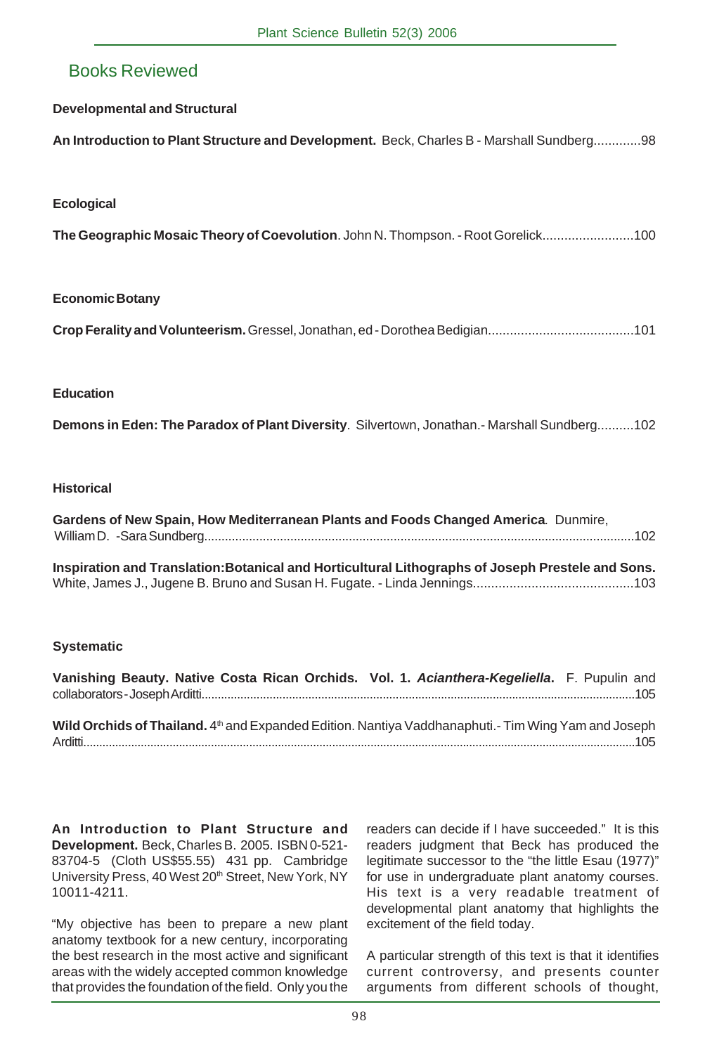# Books Reviewed

**Developmental and Structural**

**An Introduction to Plant Structure and Development.** Beck, Charles B - Marshall Sundberg.............98

**Ecological**

**The Geographic Mosaic Theory of Coevolution**. John N. Thompson. - Root Gorelick.........................100

**Economic Botany**

**Crop Ferality and Volunteerism.** Gressel, Jonathan, ed - Dorothea Bedigian.......................................101

**Education**

**Demons in Eden: The Paradox of Plant Diversity**. Silvertown, Jonathan.- Marshall Sundberg..........102

**Historical**

**Gardens of New Spain, How Mediterranean Plants and Foods Changed America**. Dunmire, William D. -Sara Sundberg............................................................................................................102

**Inspiration and Translation:Botanical and Horticultural Lithographs of Joseph Prestele and Sons.** White, James J., Jugene B. Bruno and Susan H. Fugate. - Linda Jennings............................................103

**Systematic**

**Vanishing Beauty. Native Costa Rican Orchids. Vol. 1. *Acianthera-Kegeliella*.** F. Pupulin and collaborators - Joseph Arditti......................................................................................................................105

**Wild Orchids of Thailand.** 4th and Expanded Edition. Nantiya Vaddhanaphuti.- Tim Wing Yam and Joseph Arditti..................................................................................................................................................105

**An Introduction to Plant Structure and Development.** Beck, Charles B. 2005. ISBN 0-521-83704-5 (Cloth US$55.55) 431 pp. Cambridge University Press, 40 West 20th Street, New York, NY 10011-4211.

"My objective has been to prepare a new plant anatomy textbook for a new century, incorporating the best research in the most active and significant areas with the widely accepted common knowledge that provides the foundation of the field. Only you the readers can decide if I have succeeded." It is this readers judgment that Beck has produced the legitimate successor to the "the little Esau (1977)" for use in undergraduate plant anatomy courses. His text is a very readable treatment of developmental plant anatomy that highlights the excitement of the field today.

A particular strength of this text is that it identifies current controversy, and presents counter arguments from different schools of thought,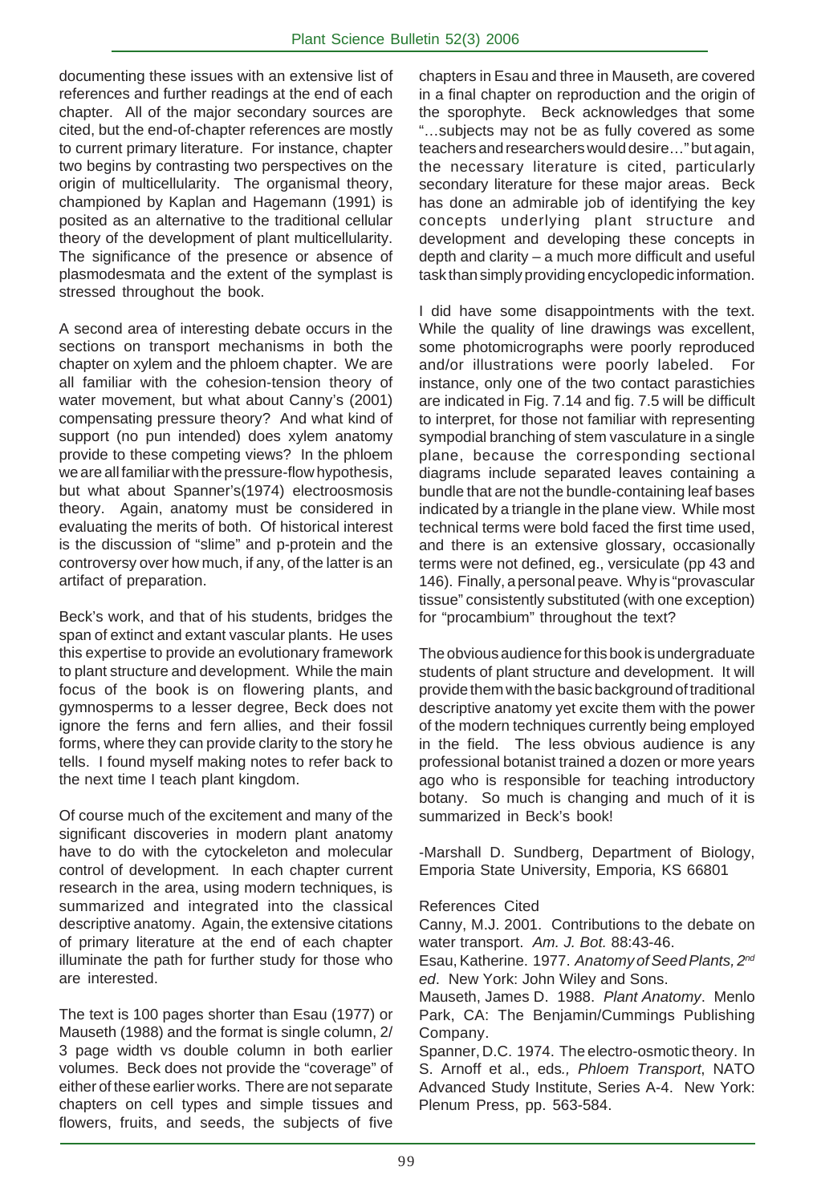documenting these issues with an extensive list of references and further readings at the end of each chapter. All of the major secondary sources are cited, but the end-of-chapter references are mostly to current primary literature. For instance, chapter two begins by contrasting two perspectives on the origin of multicellularity. The organismal theory, championed by Kaplan and Hagemann (1991) is posited as an alternative to the traditional cellular theory of the development of plant multicellularity. The significance of the presence or absence of plasmodesmata and the extent of the symplast is stressed throughout the book.

A second area of interesting debate occurs in the sections on transport mechanisms in both the chapter on xylem and the phloem chapter. We are all familiar with the cohesion-tension theory of water movement, but what about Canny's (2001) compensating pressure theory? And what kind of support (no pun intended) does xylem anatomy provide to these competing views? In the phloem we are all familiar with the pressure-flow hypothesis, but what about Spanner's(1974) electroosmosis theory. Again, anatomy must be considered in evaluating the merits of both. Of historical interest is the discussion of "slime" and p-protein and the controversy over how much, if any, of the latter is an artifact of preparation.

Beck's work, and that of his students, bridges the span of extinct and extant vascular plants. He uses this expertise to provide an evolutionary framework to plant structure and development. While the main focus of the book is on flowering plants, and gymnosperms to a lesser degree, Beck does not ignore the ferns and fern allies, and their fossil forms, where they can provide clarity to the story he tells. I found myself making notes to refer back to the next time I teach plant kingdom.

Of course much of the excitement and many of the significant discoveries in modern plant anatomy have to do with the cytockeleton and molecular control of development. In each chapter current research in the area, using modern techniques, is summarized and integrated into the classical descriptive anatomy. Again, the extensive citations of primary literature at the end of each chapter illuminate the path for further study for those who are interested.

The text is 100 pages shorter than Esau (1977) or Mauseth (1988) and the format is single column, 2/3 page width vs double column in both earlier volumes. Beck does not provide the "coverage" of either of these earlier works. There are not separate chapters on cell types and simple tissues and flowers, fruits, and seeds, the subjects of five chapters in Esau and three in Mauseth, are covered in a final chapter on reproduction and the origin of the sporophyte. Beck acknowledges that some "…subjects may not be as fully covered as some teachers and researchers would desire…" but again, the necessary literature is cited, particularly secondary literature for these major areas. Beck has done an admirable job of identifying the key concepts underlying plant structure and development and developing these concepts in depth and clarity – a much more difficult and useful task than simply providing encyclopedic information.

I did have some disappointments with the text. While the quality of line drawings was excellent, some photomicrographs were poorly reproduced and/or illustrations were poorly labeled. For instance, only one of the two contact parastichies are indicated in Fig. 7.14 and fig. 7.5 will be difficult to interpret, for those not familiar with representing sympodial branching of stem vasculature in a single plane, because the corresponding sectional diagrams include separated leaves containing a bundle that are not the bundle-containing leaf bases indicated by a triangle in the plane view. While most technical terms were bold faced the first time used, and there is an extensive glossary, occasionally terms were not defined, eg., versiculate (pp 43 and 146). Finally, a personal peave. Why is "provascular tissue" consistently substituted (with one exception) for "procambium" throughout the text?

The obvious audience for this book is undergraduate students of plant structure and development. It will provide them with the basic background of traditional descriptive anatomy yet excite them with the power of the modern techniques currently being employed in the field. The less obvious audience is any professional botanist trained a dozen or more years ago who is responsible for teaching introductory botany. So much is changing and much of it is summarized in Beck's book!

-Marshall D. Sundberg, Department of Biology, Emporia State University, Emporia, KS 66801

References Cited

Canny, M.J. 2001. Contributions to the debate on water transport. *Am. J. Bot.* 88:43-46.

Esau, Katherine. 1977. *Anatomy of Seed Plants, 2nd ed*. New York: John Wiley and Sons.

Mauseth, James D. 1988. *Plant Anatomy*. Menlo Park, CA: The Benjamin/Cummings Publishing Company.

Spanner, D.C. 1974. The electro-osmotic theory. In S. Arnoff et al., eds*., Phloem Transport*, NATO Advanced Study Institute, Series A-4. New York: Plenum Press, pp. 563-584.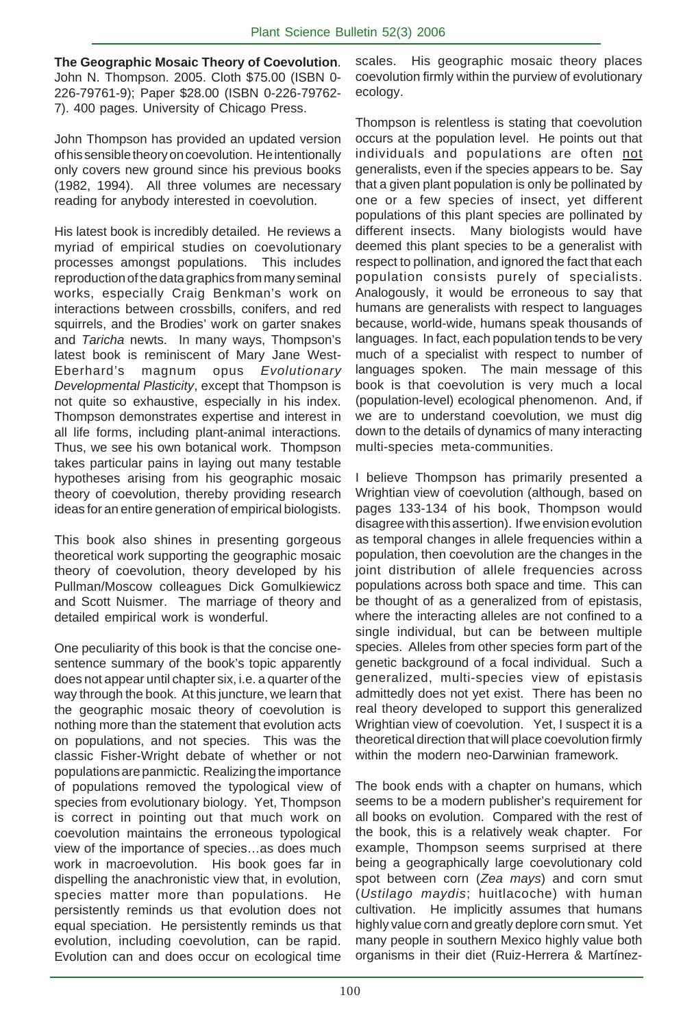**The Geographic Mosaic Theory of Coevolution**. John N. Thompson. 2005. Cloth $75.00 (ISBN 0-226-79761-9); Paper $28.00 (ISBN 0-226-79762-7). 400 pages. University of Chicago Press.

John Thompson has provided an updated version of his sensible theory on coevolution. He intentionally only covers new ground since his previous books (1982, 1994). All three volumes are necessary reading for anybody interested in coevolution.

His latest book is incredibly detailed. He reviews a myriad of empirical studies on coevolutionary processes amongst populations. This includes reproduction of the data graphics from many seminal works, especially Craig Benkman's work on interactions between crossbills, conifers, and red squirrels, and the Brodies' work on garter snakes and *Taricha* newts. In many ways, Thompson's latest book is reminiscent of Mary Jane West-Eberhard's magnum opus *Evolutionary Developmental Plasticity*, except that Thompson is not quite so exhaustive, especially in his index. Thompson demonstrates expertise and interest in all life forms, including plant-animal interactions. Thus, we see his own botanical work. Thompson takes particular pains in laying out many testable hypotheses arising from his geographic mosaic theory of coevolution, thereby providing research ideas for an entire generation of empirical biologists.

This book also shines in presenting gorgeous theoretical work supporting the geographic mosaic theory of coevolution, theory developed by his Pullman/Moscow colleagues Dick Gomulkiewicz and Scott Nuismer. The marriage of theory and detailed empirical work is wonderful.

One peculiarity of this book is that the concise one-sentence summary of the book's topic apparently does not appear until chapter six, i.e. a quarter of the way through the book. At this juncture, we learn that the geographic mosaic theory of coevolution is nothing more than the statement that evolution acts on populations, and not species. This was the classic Fisher-Wright debate of whether or not populations are panmictic. Realizing the importance of populations removed the typological view of species from evolutionary biology. Yet, Thompson is correct in pointing out that much work on coevolution maintains the erroneous typological view of the importance of species…as does much work in macroevolution. His book goes far in dispelling the anachronistic view that, in evolution, species matter more than populations. He persistently reminds us that evolution does not equal speciation. He persistently reminds us that evolution, including coevolution, can be rapid. Evolution can and does occur on ecological time scales. His geographic mosaic theory places coevolution firmly within the purview of evolutionary ecology.

Thompson is relentless is stating that coevolution occurs at the population level. He points out that individuals and populations are often <u>not</u> generalists, even if the species appears to be. Say that a given plant population is only be pollinated by one or a few species of insect, yet different populations of this plant species are pollinated by different insects. Many biologists would have deemed this plant species to be a generalist with respect to pollination, and ignored the fact that each population consists purely of specialists. Analogously, it would be erroneous to say that humans are generalists with respect to languages because, world-wide, humans speak thousands of languages. In fact, each population tends to be very much of a specialist with respect to number of languages spoken. The main message of this book is that coevolution is very much a local (population-level) ecological phenomenon. And, if we are to understand coevolution, we must dig down to the details of dynamics of many interacting multi-species meta-communities.

I believe Thompson has primarily presented a Wrightian view of coevolution (although, based on pages 133-134 of his book, Thompson would disagree with this assertion). If we envision evolution as temporal changes in allele frequencies within a population, then coevolution are the changes in the joint distribution of allele frequencies across populations across both space and time. This can be thought of as a generalized from of epistasis, where the interacting alleles are not confined to a single individual, but can be between multiple species. Alleles from other species form part of the genetic background of a focal individual. Such a generalized, multi-species view of epistasis admittedly does not yet exist. There has been no real theory developed to support this generalized Wrightian view of coevolution. Yet, I suspect it is a theoretical direction that will place coevolution firmly within the modern neo-Darwinian framework.

The book ends with a chapter on humans, which seems to be a modern publisher's requirement for all books on evolution. Compared with the rest of the book, this is a relatively weak chapter. For example, Thompson seems surprised at there being a geographically large coevolutionary cold spot between corn (*Zea mays*) and corn smut (*Ustilago maydis*; huitlacoche) with human cultivation. He implicitly assumes that humans highly value corn and greatly deplore corn smut. Yet many people in southern Mexico highly value both organisms in their diet (Ruiz-Herrera & Martínez-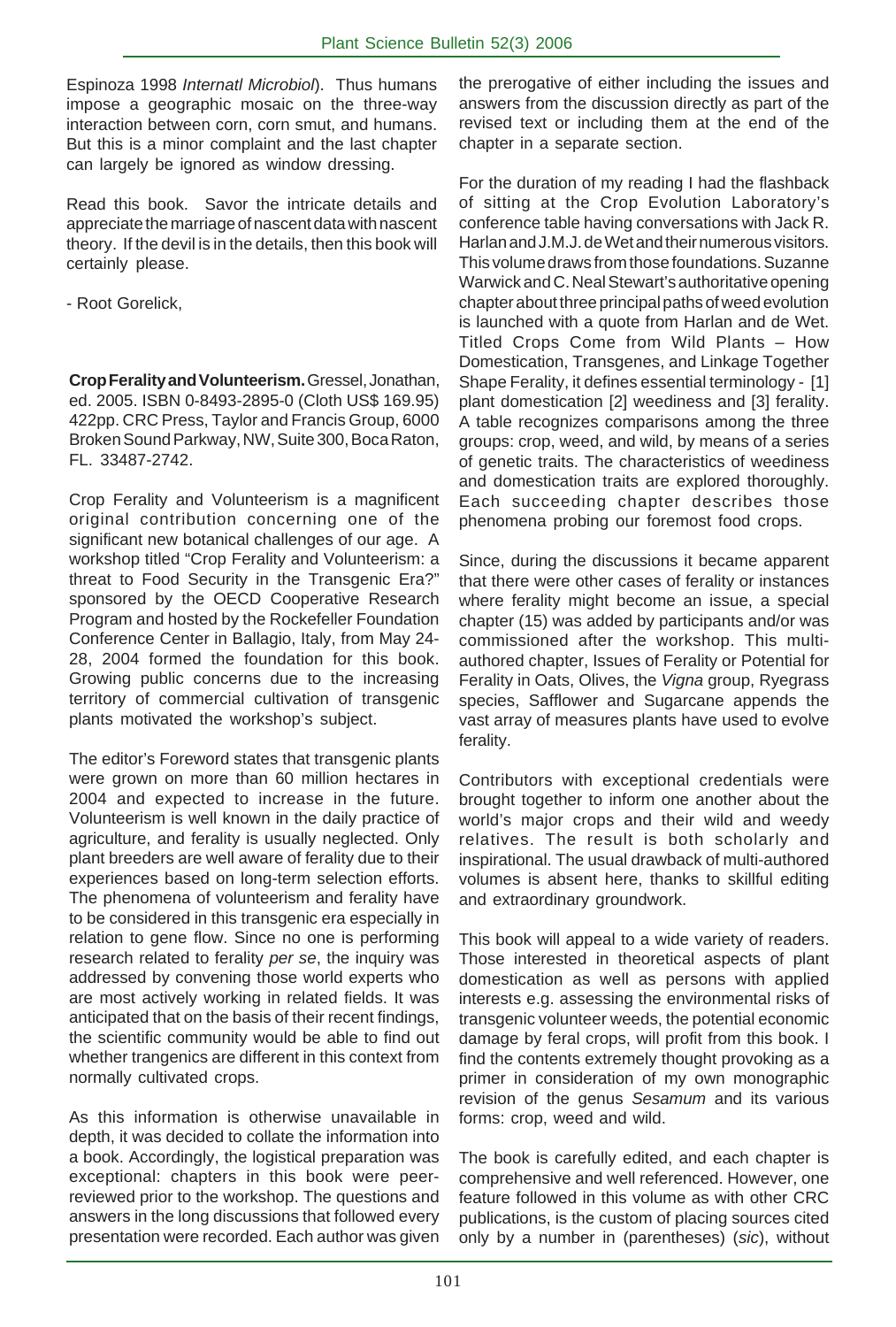Espinoza 1998 *Internatl Microbiol*). Thus humans impose a geographic mosaic on the three-way interaction between corn, corn smut, and humans. But this is a minor complaint and the last chapter can largely be ignored as window dressing.

Read this book. Savor the intricate details and appreciate the marriage of nascent data with nascent theory. If the devil is in the details, then this book will certainly please.

- Root Gorelick,

**Crop Ferality and Volunteerism.** Gressel, Jonathan, ed. 2005. ISBN 0-8493-2895-0 (Cloth US$ 169.95) 422pp. CRC Press, Taylor and Francis Group, 6000 Broken Sound Parkway, NW, Suite 300, Boca Raton, FL. 33487-2742.

Crop Ferality and Volunteerism is a magnificent original contribution concerning one of the significant new botanical challenges of our age. A workshop titled "Crop Ferality and Volunteerism: a threat to Food Security in the Transgenic Era?" sponsored by the OECD Cooperative Research Program and hosted by the Rockefeller Foundation Conference Center in Ballagio, Italy, from May 24-28, 2004 formed the foundation for this book. Growing public concerns due to the increasing territory of commercial cultivation of transgenic plants motivated the workshop's subject.

The editor's Foreword states that transgenic plants were grown on more than 60 million hectares in 2004 and expected to increase in the future. Volunteerism is well known in the daily practice of agriculture, and ferality is usually neglected. Only plant breeders are well aware of ferality due to their experiences based on long-term selection efforts. The phenomena of volunteerism and ferality have to be considered in this transgenic era especially in relation to gene flow. Since no one is performing research related to ferality *per se*, the inquiry was addressed by convening those world experts who are most actively working in related fields. It was anticipated that on the basis of their recent findings, the scientific community would be able to find out whether trangenics are different in this context from normally cultivated crops.

As this information is otherwise unavailable in depth, it was decided to collate the information into a book. Accordingly, the logistical preparation was exceptional: chapters in this book were peer-reviewed prior to the workshop. The questions and answers in the long discussions that followed every presentation were recorded. Each author was given the prerogative of either including the issues and answers from the discussion directly as part of the revised text or including them at the end of the chapter in a separate section.

For the duration of my reading I had the flashback of sitting at the Crop Evolution Laboratory's conference table having conversations with Jack R. Harlan and J.M.J. de Wet and their numerous visitors. This volume draws from those foundations. Suzanne Warwick and C. Neal Stewart's authoritative opening chapter about three principal paths of weed evolution is launched with a quote from Harlan and de Wet. Titled Crops Come from Wild Plants – How Domestication, Transgenes, and Linkage Together Shape Ferality, it defines essential terminology - [1] plant domestication [2] weediness and [3] ferality. A table recognizes comparisons among the three groups: crop, weed, and wild, by means of a series of genetic traits. The characteristics of weediness and domestication traits are explored thoroughly. Each succeeding chapter describes those phenomena probing our foremost food crops.

Since, during the discussions it became apparent that there were other cases of ferality or instances where ferality might become an issue, a special chapter (15) was added by participants and/or was commissioned after the workshop. This multi-authored chapter, Issues of Ferality or Potential for Ferality in Oats, Olives, the *Vigna* group, Ryegrass species, Safflower and Sugarcane appends the vast array of measures plants have used to evolve ferality.

Contributors with exceptional credentials were brought together to inform one another about the world's major crops and their wild and weedy relatives. The result is both scholarly and inspirational. The usual drawback of multi-authored volumes is absent here, thanks to skillful editing and extraordinary groundwork.

This book will appeal to a wide variety of readers. Those interested in theoretical aspects of plant domestication as well as persons with applied interests e.g. assessing the environmental risks of transgenic volunteer weeds, the potential economic damage by feral crops, will profit from this book. I find the contents extremely thought provoking as a primer in consideration of my own monographic revision of the genus *Sesamum* and its various forms: crop, weed and wild.

The book is carefully edited, and each chapter is comprehensive and well referenced. However, one feature followed in this volume as with other CRC publications, is the custom of placing sources cited only by a number in (parentheses) (*sic*), without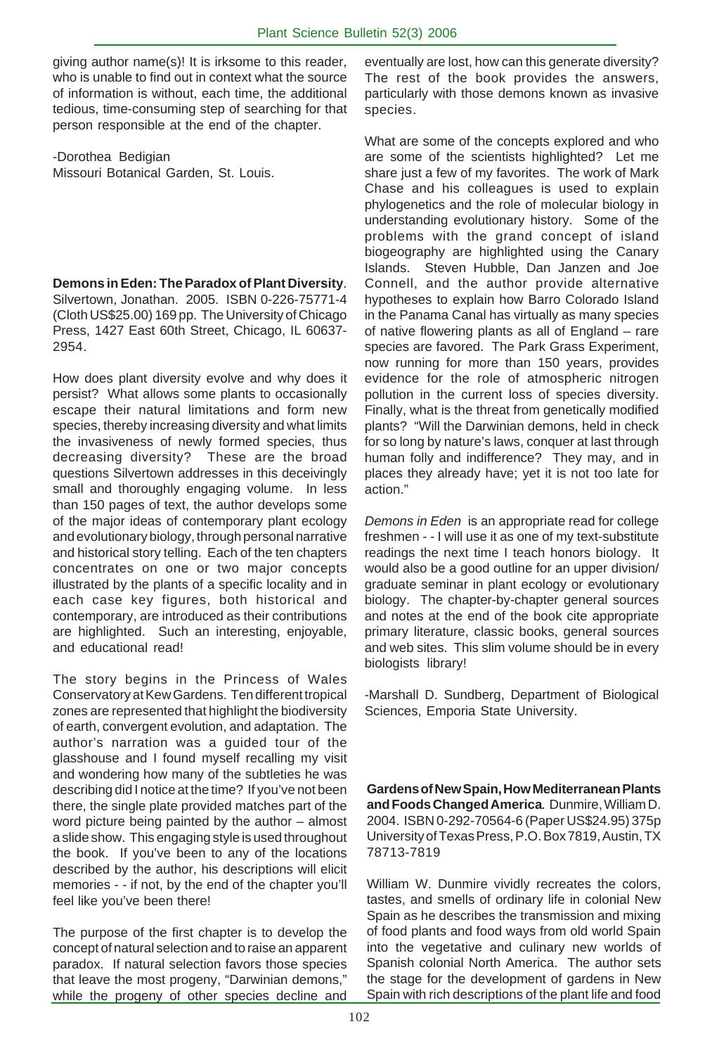giving author name(s)! It is irksome to this reader, who is unable to find out in context what the source of information is without, each time, the additional tedious, time-consuming step of searching for that person responsible at the end of the chapter.

-Dorothea Bedigian
Missouri Botanical Garden, St. Louis.

**Demons in Eden: The Paradox of Plant Diversity**. Silvertown, Jonathan. 2005. ISBN 0-226-75771-4 (Cloth US$25.00) 169 pp. The University of Chicago Press, 1427 East 60th Street, Chicago, IL 60637-2954.

How does plant diversity evolve and why does it persist? What allows some plants to occasionally escape their natural limitations and form new species, thereby increasing diversity and what limits the invasiveness of newly formed species, thus decreasing diversity? These are the broad questions Silvertown addresses in this deceivingly small and thoroughly engaging volume. In less than 150 pages of text, the author develops some of the major ideas of contemporary plant ecology and evolutionary biology, through personal narrative and historical story telling. Each of the ten chapters concentrates on one or two major concepts illustrated by the plants of a specific locality and in each case key figures, both historical and contemporary, are introduced as their contributions are highlighted. Such an interesting, enjoyable, and educational read!

The story begins in the Princess of Wales Conservatory at Kew Gardens. Ten different tropical zones are represented that highlight the biodiversity of earth, convergent evolution, and adaptation. The author's narration was a guided tour of the glasshouse and I found myself recalling my visit and wondering how many of the subtleties he was describing did I notice at the time? If you've not been there, the single plate provided matches part of the word picture being painted by the author – almost a slide show. This engaging style is used throughout the book. If you've been to any of the locations described by the author, his descriptions will elicit memories - - if not, by the end of the chapter you'll feel like you've been there!

The purpose of the first chapter is to develop the concept of natural selection and to raise an apparent paradox. If natural selection favors those species that leave the most progeny, "Darwinian demons," while the progeny of other species decline and eventually are lost, how can this generate diversity? The rest of the book provides the answers, particularly with those demons known as invasive species.

What are some of the concepts explored and who are some of the scientists highlighted? Let me share just a few of my favorites. The work of Mark Chase and his colleagues is used to explain phylogenetics and the role of molecular biology in understanding evolutionary history. Some of the problems with the grand concept of island biogeography are highlighted using the Canary Islands. Steven Hubble, Dan Janzen and Joe Connell, and the author provide alternative hypotheses to explain how Barro Colorado Island in the Panama Canal has virtually as many species of native flowering plants as all of England – rare species are favored. The Park Grass Experiment, now running for more than 150 years, provides evidence for the role of atmospheric nitrogen pollution in the current loss of species diversity. Finally, what is the threat from genetically modified plants? "Will the Darwinian demons, held in check for so long by nature's laws, conquer at last through human folly and indifference? They may, and in places they already have; yet it is not too late for action."

*Demons in Eden* is an appropriate read for college freshmen - - I will use it as one of my text-substitute readings the next time I teach honors biology. It would also be a good outline for an upper division/ graduate seminar in plant ecology or evolutionary biology. The chapter-by-chapter general sources and notes at the end of the book cite appropriate primary literature, classic books, general sources and web sites. This slim volume should be in every biologists library!

-Marshall D. Sundberg, Department of Biological Sciences, Emporia State University.

**Gardens of New Spain, How Mediterranean Plants and Foods Changed America**. Dunmire, William D. 2004. ISBN 0-292-70564-6 (Paper US$24.95) 375p University of Texas Press, P.O. Box 7819, Austin, TX 78713-7819

William W. Dunmire vividly recreates the colors, tastes, and smells of ordinary life in colonial New Spain as he describes the transmission and mixing of food plants and food ways from old world Spain into the vegetative and culinary new worlds of Spanish colonial North America. The author sets the stage for the development of gardens in New Spain with rich descriptions of the plant life and food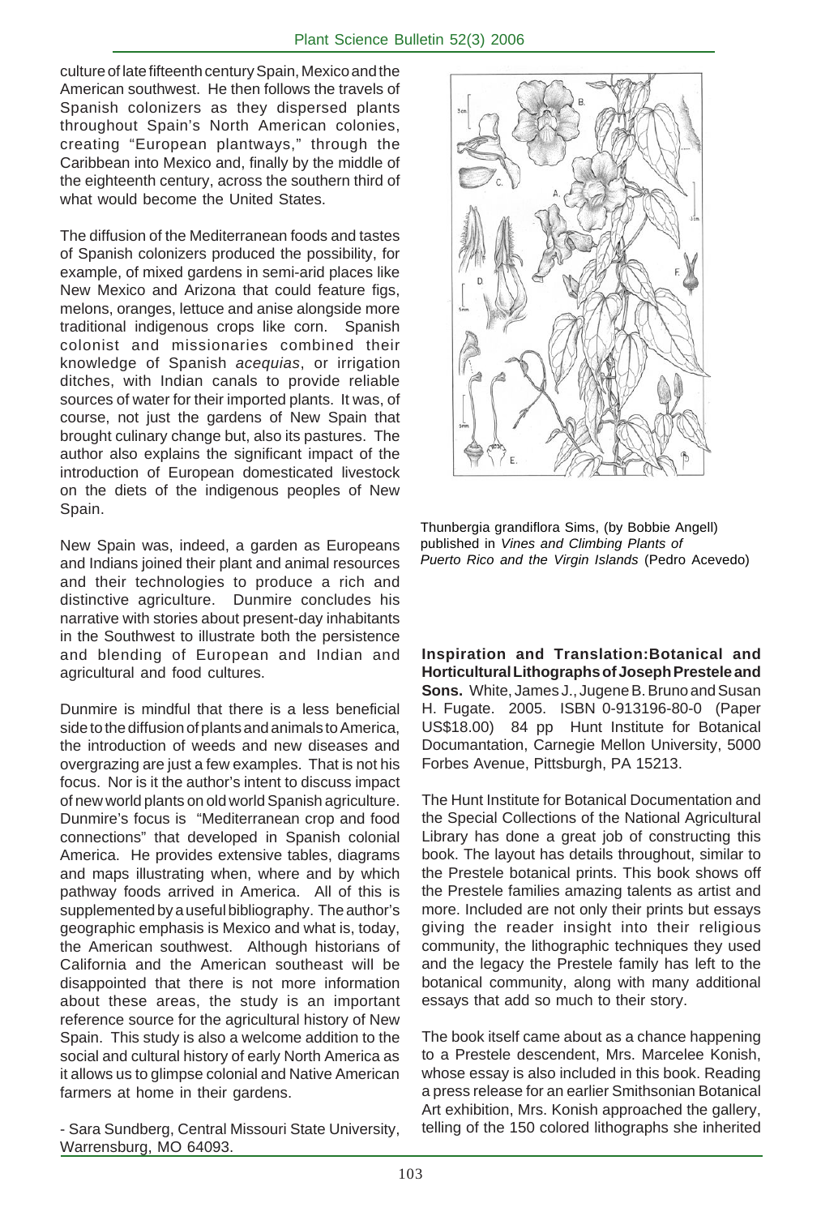culture of late fifteenth century Spain, Mexico and the American southwest. He then follows the travels of Spanish colonizers as they dispersed plants throughout Spain's North American colonies, creating "European plantways," through the Caribbean into Mexico and, finally by the middle of the eighteenth century, across the southern third of what would become the United States.

The diffusion of the Mediterranean foods and tastes of Spanish colonizers produced the possibility, for example, of mixed gardens in semi-arid places like New Mexico and Arizona that could feature figs, melons, oranges, lettuce and anise alongside more traditional indigenous crops like corn. Spanish colonist and missionaries combined their knowledge of Spanish *acequias*, or irrigation ditches, with Indian canals to provide reliable sources of water for their imported plants. It was, of course, not just the gardens of New Spain that brought culinary change but, also its pastures. The author also explains the significant impact of the introduction of European domesticated livestock on the diets of the indigenous peoples of New Spain.

New Spain was, indeed, a garden as Europeans and Indians joined their plant and animal resources and their technologies to produce a rich and distinctive agriculture. Dunmire concludes his narrative with stories about present-day inhabitants in the Southwest to illustrate both the persistence and blending of European and Indian and agricultural and food cultures.

Dunmire is mindful that there is a less beneficial side to the diffusion of plants and animals to America, the introduction of weeds and new diseases and overgrazing are just a few examples. That is not his focus. Nor is it the author's intent to discuss impact of new world plants on old world Spanish agriculture. Dunmire's focus is "Mediterranean crop and food connections" that developed in Spanish colonial America. He provides extensive tables, diagrams and maps illustrating when, where and by which pathway foods arrived in America. All of this is supplemented by a useful bibliography. The author's geographic emphasis is Mexico and what is, today, the American southwest. Although historians of California and the American southeast will be disappointed that there is not more information about these areas, the study is an important reference source for the agricultural history of New Spain. This study is also a welcome addition to the social and cultural history of early North America as it allows us to glimpse colonial and Native American farmers at home in their gardens.

- Sara Sundberg, Central Missouri State University, Warrensburg, MO 64093.

Thunbergia grandiflora Sims, (by Bobbie Angell) published in *Vines and Climbing Plants of Puerto Rico and the Virgin Islands* (Pedro Acevedo)

**Inspiration and Translation:Botanical and Horticultural Lithographs of Joseph Prestele and Sons.** White, James J., Jugene B. Bruno and Susan H. Fugate. 2005. ISBN 0-913196-80-0 (Paper US$18.00) 84 pp Hunt Institute for Botanical Documantation, Carnegie Mellon University, 5000 Forbes Avenue, Pittsburgh, PA 15213.

The Hunt Institute for Botanical Documentation and the Special Collections of the National Agricultural Library has done a great job of constructing this book. The layout has details throughout, similar to the Prestele botanical prints. This book shows off the Prestele families amazing talents as artist and more. Included are not only their prints but essays giving the reader insight into their religious community, the lithographic techniques they used and the legacy the Prestele family has left to the botanical community, along with many additional essays that add so much to their story.

The book itself came about as a chance happening to a Prestele descendent, Mrs. Marcelee Konish, whose essay is also included in this book. Reading a press release for an earlier Smithsonian Botanical Art exhibition, Mrs. Konish approached the gallery, telling of the 150 colored lithographs she inherited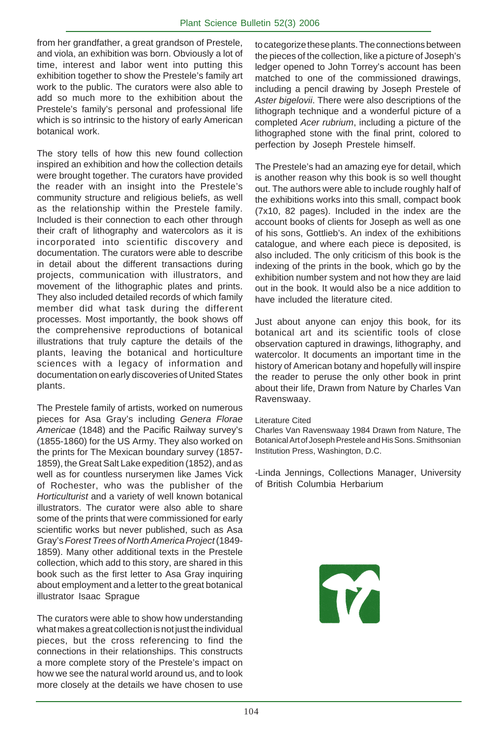from her grandfather, a great grandson of Prestele, and viola, an exhibition was born. Obviously a lot of time, interest and labor went into putting this exhibition together to show the Prestele's family art work to the public. The curators were also able to add so much more to the exhibition about the Prestele's family's personal and professional life which is so intrinsic to the history of early American botanical work.

The story tells of how this new found collection inspired an exhibition and how the collection details were brought together. The curators have provided the reader with an insight into the Prestele's community structure and religious beliefs, as well as the relationship within the Prestele family. Included is their connection to each other through their craft of lithography and watercolors as it is incorporated into scientific discovery and documentation. The curators were able to describe in detail about the different transactions during projects, communication with illustrators, and movement of the lithographic plates and prints. They also included detailed records of which family member did what task during the different processes. Most importantly, the book shows off the comprehensive reproductions of botanical illustrations that truly capture the details of the plants, leaving the botanical and horticulture sciences with a legacy of information and documentation on early discoveries of United States plants.

The Prestele family of artists, worked on numerous pieces for Asa Gray's including *Genera Florae Americae* (1848) and the Pacific Railway survey's (1855-1860) for the US Army. They also worked on the prints for The Mexican boundary survey (1857-1859), the Great Salt Lake expedition (1852), and as well as for countless nurserymen like James Vick of Rochester, who was the publisher of the *Horticulturist* and a variety of well known botanical illustrators. The curator were also able to share some of the prints that were commissioned for early scientific works but never published, such as Asa Gray's *Forest Trees of North America Project* (1849-1859). Many other additional texts in the Prestele collection, which add to this story, are shared in this book such as the first letter to Asa Gray inquiring about employment and a letter to the great botanical illustrator Isaac Sprague

The curators were able to show how understanding what makes a great collection is not just the individual pieces, but the cross referencing to find the connections in their relationships. This constructs a more complete story of the Prestele's impact on how we see the natural world around us, and to look more closely at the details we have chosen to use to categorize these plants. The connections between the pieces of the collection, like a picture of Joseph's ledger opened to John Torrey's account has been matched to one of the commissioned drawings, including a pencil drawing by Joseph Prestele of *Aster bigelovii*. There were also descriptions of the lithograph technique and a wonderful picture of a completed *Acer rubrium*, including a picture of the lithographed stone with the final print, colored to perfection by Joseph Prestele himself.

The Prestele's had an amazing eye for detail, which is another reason why this book is so well thought out. The authors were able to include roughly half of the exhibitions works into this small, compact book (7x10, 82 pages). Included in the index are the account books of clients for Joseph as well as one of his sons, Gottlieb's. An index of the exhibitions catalogue, and where each piece is deposited, is also included. The only criticism of this book is the indexing of the prints in the book, which go by the exhibition number system and not how they are laid out in the book. It would also be a nice addition to have included the literature cited.

Just about anyone can enjoy this book, for its botanical art and its scientific tools of close observation captured in drawings, lithography, and watercolor. It documents an important time in the history of American botany and hopefully will inspire the reader to peruse the only other book in print about their life, Drawn from Nature by Charles Van Ravenswaay.

Literature Cited

Charles Van Ravenswaay 1984 Drawn from Nature, The Botanical Art of Joseph Prestele and His Sons. Smithsonian Institution Press, Washington, D.C.

-Linda Jennings, Collections Manager, University of British Columbia Herbarium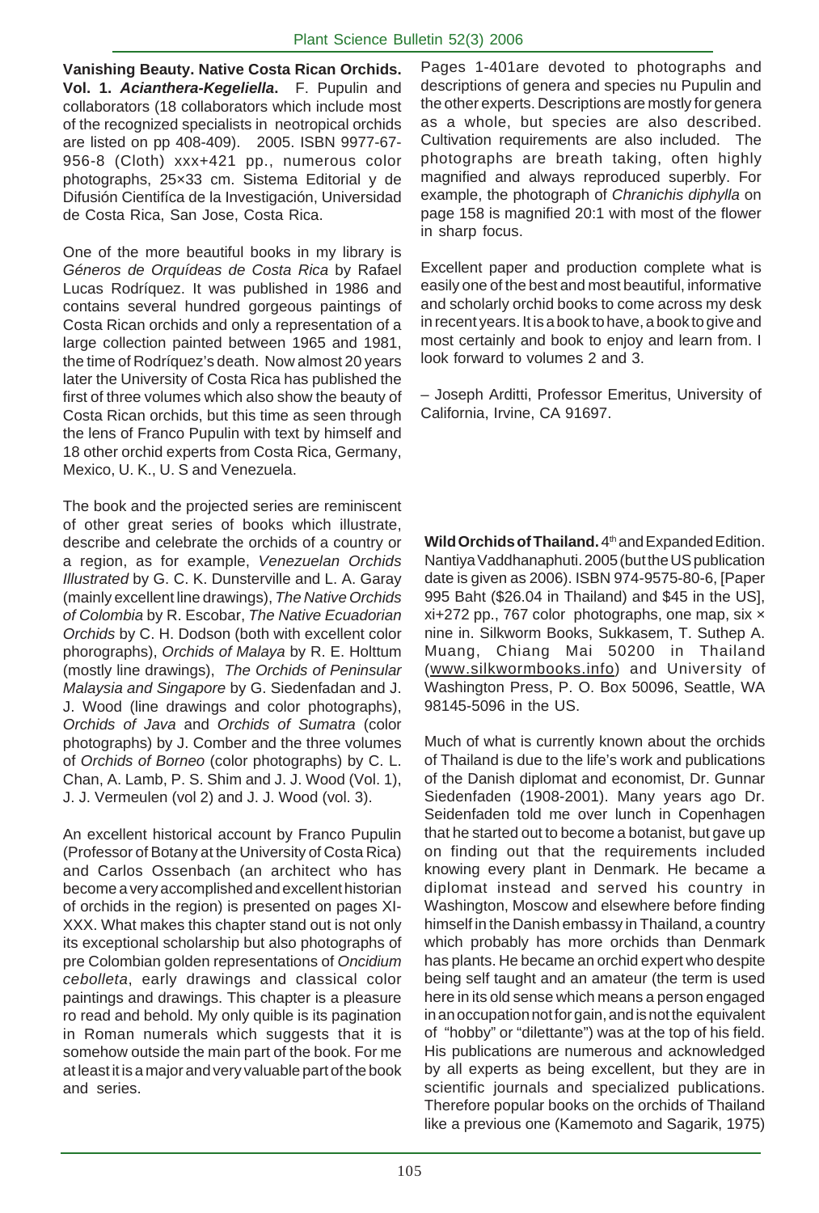**Vanishing Beauty. Native Costa Rican Orchids. Vol. 1. *Acianthera-Kegeliella*.** F. Pupulin and collaborators (18 collaborators which include most of the recognized specialists in neotropical orchids are listed on pp 408-409). 2005. ISBN 9977-67-956-8 (Cloth) xxx+421 pp., numerous color photographs, 25×33 cm. Sistema Editorial y de Difusión Científica de la Investigación, Universidad de Costa Rica, San Jose, Costa Rica.

One of the more beautiful books in my library is *Géneros de Orquídeas de Costa Rica* by Rafael Lucas Rodríquez. It was published in 1986 and contains several hundred gorgeous paintings of Costa Rican orchids and only a representation of a large collection painted between 1965 and 1981, the time of Rodríquez's death. Now almost 20 years later the University of Costa Rica has published the first of three volumes which also show the beauty of Costa Rican orchids, but this time as seen through the lens of Franco Pupulin with text by himself and 18 other orchid experts from Costa Rica, Germany, Mexico, U. K., U. S and Venezuela.

The book and the projected series are reminiscent of other great series of books which illustrate, describe and celebrate the orchids of a country or a region, as for example, *Venezuelan Orchids Illustrated* by G. C. K. Dunsterville and L. A. Garay (mainly excellent line drawings), *The Native Orchids of Colombia* by R. Escobar, *The Native Ecuadorian Orchids* by C. H. Dodson (both with excellent color phorographs), *Orchids of Malaya* by R. E. Holttum (mostly line drawings), *The Orchids of Peninsular Malaysia and Singapore* by G. Siedenfadan and J. J. Wood (line drawings and color photographs), *Orchids of Java* and *Orchids of Sumatra* (color photographs) by J. Comber and the three volumes of *Orchids of Borneo* (color photographs) by C. L. Chan, A. Lamb, P. S. Shim and J. J. Wood (Vol. 1), J. J. Vermeulen (vol 2) and J. J. Wood (vol. 3).

An excellent historical account by Franco Pupulin (Professor of Botany at the University of Costa Rica) and Carlos Ossenbach (an architect who has become a very accomplished and excellent historian of orchids in the region) is presented on pages XI-XXX. What makes this chapter stand out is not only its exceptional scholarship but also photographs of pre Colombian golden representations of *Oncidium cebolleta*, early drawings and classical color paintings and drawings. This chapter is a pleasure ro read and behold. My only quible is its pagination in Roman numerals which suggests that it is somehow outside the main part of the book. For me at least it is a major and very valuable part of the book and series.

Pages 1-401are devoted to photographs and descriptions of genera and species nu Pupulin and the other experts. Descriptions are mostly for genera as a whole, but species are also described. Cultivation requirements are also included. The photographs are breath taking, often highly magnified and always reproduced superbly. For example, the photograph of *Chranichis diphylla* on page 158 is magnified 20:1 with most of the flower in sharp focus.

Excellent paper and production complete what is easily one of the best and most beautiful, informative and scholarly orchid books to come across my desk in recent years. It is a book to have, a book to give and most certainly and book to enjoy and learn from. I look forward to volumes 2 and 3.

– Joseph Arditti, Professor Emeritus, University of California, Irvine, CA 91697.

**Wild Orchids of Thailand.** 4th and Expanded Edition. Nantiya Vaddhanaphuti. 2005 (but the US publication date is given as 2006). ISBN 974-9575-80-6, [Paper 995 Baht ($26.04 in Thailand) and $45 in the US], xi+272 pp., 767 color photographs, one map, six × nine in. Silkworm Books, Sukkasem, T. Suthep A. Muang, Chiang Mai 50200 in Thailand (www.silkwormbooks.info) and University of Washington Press, P. O. Box 50096, Seattle, WA 98145-5096 in the US.

Much of what is currently known about the orchids of Thailand is due to the life's work and publications of the Danish diplomat and economist, Dr. Gunnar Siedenfaden (1908-2001). Many years ago Dr. Seidenfaden told me over lunch in Copenhagen that he started out to become a botanist, but gave up on finding out that the requirements included knowing every plant in Denmark. He became a diplomat instead and served his country in Washington, Moscow and elsewhere before finding himself in the Danish embassy in Thailand, a country which probably has more orchids than Denmark has plants. He became an orchid expert who despite being self taught and an amateur (the term is used here in its old sense which means a person engaged in an occupation not for gain, and is not the equivalent of "hobby" or "dilettante") was at the top of his field. His publications are numerous and acknowledged by all experts as being excellent, but they are in scientific journals and specialized publications. Therefore popular books on the orchids of Thailand like a previous one (Kamemoto and Sagarik, 1975)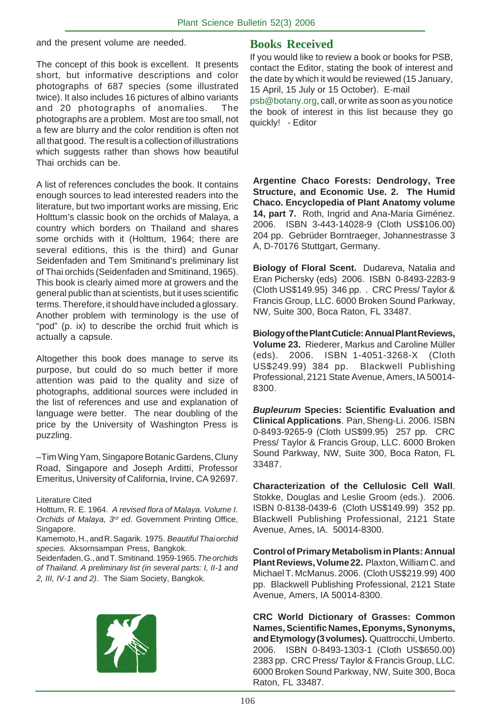and the present volume are needed.

The concept of this book is excellent. It presents short, but informative descriptions and color photographs of 687 species (some illustrated twice). It also includes 16 pictures of albino variants and 20 photographs of anomalies. The photographs are a problem. Most are too small, not a few are blurry and the color rendition is often not all that good. The result is a collection of illustrations which suggests rather than shows how beautiful Thai orchids can be.

A list of references concludes the book. It contains enough sources to lead interested readers into the literature, but two important works are missing, Eric Holttum's classic book on the orchids of Malaya, a country which borders on Thailand and shares some orchids with it (Holttum, 1964; there are several editions, this is the third) and Gunar Seidenfaden and Tem Smitinand's preliminary list of Thai orchids (Seidenfaden and Smitinand, 1965). This book is clearly aimed more at growers and the general public than at scientists, but it uses scientific terms. Therefore, it should have included a glossary. Another problem with terminology is the use of "pod" (p. ix) to describe the orchid fruit which is actually a capsule.

Altogether this book does manage to serve its purpose, but could do so much better if more attention was paid to the quality and size of photographs, additional sources were included in the list of references and use and explanation of language were better. The near doubling of the price by the University of Washington Press is puzzling.

–Tim Wing Yam, Singapore Botanic Gardens, Cluny Road, Singapore and Joseph Arditti, Professor Emeritus, University of California, Irvine, CA 92697.

Literature Cited

Holttum, R. E. 1964. *A revised flora of Malaya. Volume I. Orchids of Malaya, 3rd ed*. Government Printing Office, Singapore.

Kamemoto, H., and R. Sagarik. 1975. *Beautiful Thai orchid species.* Aksornsampan Press, Bangkok.

Seidenfaden, G., and T. Smitinand. 1959-1965. *The orchids of Thailand. A preliminary list (in several parts: I, II-1 and 2, III, IV-1 and 2)*. The Siam Society, Bangkok.

## Books Received

If you would like to review a book or books for PSB, contact the Editor, stating the book of interest and the date by which it would be reviewed (15 January, 15 April, 15 July or 15 October). E-mail psb@botany.org, call, or write as soon as you notice the book of interest in this list because they go quickly! - Editor

**Argentine Chaco Forests: Dendrology, Tree Structure, and Economic Use. 2. The Humid Chaco. Encyclopedia of Plant Anatomy volume 14, part 7.** Roth, Ingrid and Ana-Maria Giménez. 2006. ISBN 3-443-14028-9 (Cloth US$106.00) 204 pp. Gebrüder Borntraeger, Johannestrasse 3 A, D-70176 Stuttgart, Germany.

**Biology of Floral Scent.** Dudareva, Natalia and Eran Pichersky (eds) 2006. ISBN 0-8493-2283-9 (Cloth US$149.95) 346 pp. . CRC Press/ Taylor & Francis Group, LLC. 6000 Broken Sound Parkway, NW, Suite 300, Boca Raton, FL 33487.

**Biology of the Plant Cuticle: Annual Plant Reviews, Volume 23.** Riederer, Markus and Caroline Müller (eds). 2006. ISBN 1-4051-3268-X (Cloth US$249.99) 384 pp. Blackwell Publishing Professional, 2121 State Avenue, Amers, IA 50014-8300.

***Bupleurum* Species: Scientific Evaluation and Clinical Applications**. Pan, Sheng-Li. 2006. ISBN 0-8493-9265-9 (Cloth US$99.95) 257 pp. CRC Press/ Taylor & Francis Group, LLC. 6000 Broken Sound Parkway, NW, Suite 300, Boca Raton, FL 33487.

**Characterization of the Cellulosic Cell Wall**. Stokke, Douglas and Leslie Groom (eds.). 2006. ISBN 0-8138-0439-6 (Cloth US$149.99) 352 pp. Blackwell Publishing Professional, 2121 State Avenue, Ames, IA. 50014-8300.

**Control of Primary Metabolism in Plants: Annual Plant Reviews, Volume 22.** Plaxton, William C. and Michael T. McManus. 2006. (Cloth US$219.99) 400 pp. Blackwell Publishing Professional, 2121 State Avenue, Amers, IA 50014-8300.

**CRC World Dictionary of Grasses: Common Names, Scientific Names, Eponyms, Synonyms, and Etymology (3 volumes).** Quattrocchi, Umberto. 2006. ISBN 0-8493-1303-1 (Cloth US$650.00) 2383 pp. CRC Press/ Taylor & Francis Group, LLC. 6000 Broken Sound Parkway, NW, Suite 300, Boca Raton, FL 33487.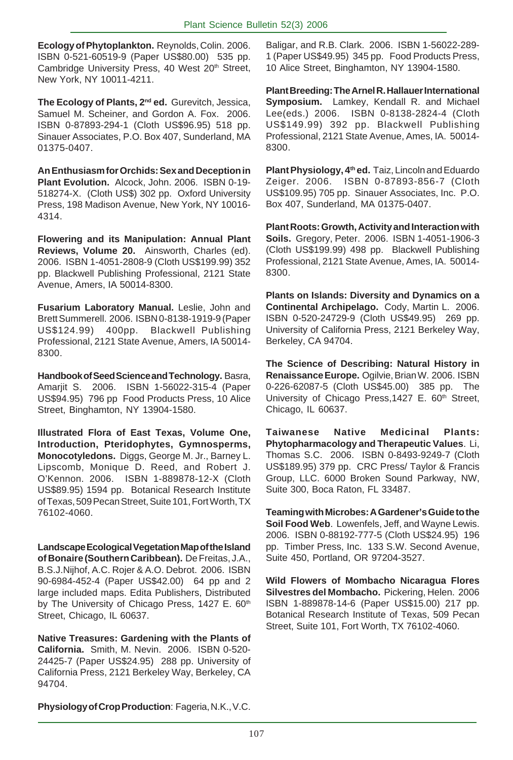**Ecology of Phytoplankton.** Reynolds, Colin. 2006. ISBN 0-521-60519-9 (Paper US$80.00) 535 pp. Cambridge University Press, 40 West 20th Street, New York, NY 10011-4211.

**The Ecology of Plants, 2nd ed.** Gurevitch, Jessica, Samuel M. Scheiner, and Gordon A. Fox. 2006. ISBN 0-87893-294-1 (Cloth US$96.95) 518 pp. Sinauer Associates, P.O. Box 407, Sunderland, MA 01375-0407.

**An Enthusiasm for Orchids: Sex and Deception in Plant Evolution.** Alcock, John. 2006. ISBN 0-19-518274-X. (Cloth US$) 302 pp. Oxford University Press, 198 Madison Avenue, New York, NY 10016-4314.

**Flowering and its Manipulation: Annual Plant Reviews, Volume 20.** Ainsworth, Charles (ed). 2006. ISBN 1-4051-2808-9 (Cloth US$199.99) 352 pp. Blackwell Publishing Professional, 2121 State Avenue, Amers, IA 50014-8300.

**Fusarium Laboratory Manual.** Leslie, John and Brett Summerell. 2006. ISBN 0-8138-1919-9 (Paper US$124.99) 400pp. Blackwell Publishing Professional, 2121 State Avenue, Amers, IA 50014-8300.

**Handbook of Seed Science and Technology.** Basra, Amarjit S. 2006. ISBN 1-56022-315-4 (Paper US$94.95) 796 pp Food Products Press, 10 Alice Street, Binghamton, NY 13904-1580.

**Illustrated Flora of East Texas, Volume One, Introduction, Pteridophytes, Gymnosperms, Monocotyledons.** Diggs, George M. Jr., Barney L. Lipscomb, Monique D. Reed, and Robert J. O'Kennon. 2006. ISBN 1-889878-12-X (Cloth US$89.95) 1594 pp. Botanical Research Institute of Texas, 509 Pecan Street, Suite 101, Fort Worth, TX 76102-4060.

**Landscape Ecological Vegetation Map of the Island of Bonaire (Southern Caribbean).** De Freitas, J.A., B.S.J.Nijhof, A.C. Rojer & A.O. Debrot. 2006. ISBN 90-6984-452-4 (Paper US$42.00) 64 pp and 2 large included maps. Edita Publishers, Distributed by The University of Chicago Press, 1427 E. 60th Street, Chicago, IL 60637.

**Native Treasures: Gardening with the Plants of California.** Smith, M. Nevin. 2006. ISBN 0-520-24425-7 (Paper US$24.95) 288 pp. University of California Press, 2121 Berkeley Way, Berkeley, CA 94704.

**Physiology of Crop Production**: Fageria, N.K., V.C. Baligar, and R.B. Clark. 2006. ISBN 1-56022-289-1 (Paper US$49.95) 345 pp. Food Products Press, 10 Alice Street, Binghamton, NY 13904-1580.

**Plant Breeding: The Arnel R. Hallauer International Symposium.** Lamkey, Kendall R. and Michael Lee(eds.) 2006. ISBN 0-8138-2824-4 (Cloth US$149.99) 392 pp. Blackwell Publishing Professional, 2121 State Avenue, Ames, IA. 50014-8300.

**Plant Physiology, 4th ed.** Taiz, Lincoln and Eduardo Zeiger. 2006. ISBN 0-87893-856-7 (Cloth US$109.95) 705 pp. Sinauer Associates, Inc. P.O. Box 407, Sunderland, MA 01375-0407.

**Plant Roots: Growth, Activity and Interaction with Soils.** Gregory, Peter. 2006. ISBN 1-4051-1906-3 (Cloth US$199.99) 498 pp. Blackwell Publishing Professional, 2121 State Avenue, Ames, IA. 50014-8300.

**Plants on Islands: Diversity and Dynamics on a Continental Archipelago.** Cody, Martin L. 2006. ISBN 0-520-24729-9 (Cloth US$49.95) 269 pp. University of California Press, 2121 Berkeley Way, Berkeley, CA 94704.

**The Science of Describing: Natural History in Renaissance Europe.** Ogilvie, Brian W. 2006. ISBN 0-226-62087-5 (Cloth US$45.00) 385 pp. The University of Chicago Press,1427 E. 60th Street, Chicago, IL 60637.

**Taiwanese Native Medicinal Plants: Phytopharmacology and Therapeutic Values**. Li, Thomas S.C. 2006. ISBN 0-8493-9249-7 (Cloth US$189.95) 379 pp. CRC Press/ Taylor & Francis Group, LLC. 6000 Broken Sound Parkway, NW, Suite 300, Boca Raton, FL 33487.

**Teaming with Microbes: A Gardener's Guide to the Soil Food Web**. Lowenfels, Jeff, and Wayne Lewis. 2006. ISBN 0-88192-777-5 (Cloth US$24.95) 196 pp. Timber Press, Inc. 133 S.W. Second Avenue, Suite 450, Portland, OR 97204-3527.

**Wild Flowers of Mombacho Nicaragua Flores Silvestres del Mombacho.** Pickering, Helen. 2006 ISBN 1-889878-14-6 (Paper US$15.00) 217 pp. Botanical Research Institute of Texas, 509 Pecan Street, Suite 101, Fort Worth, TX 76102-4060.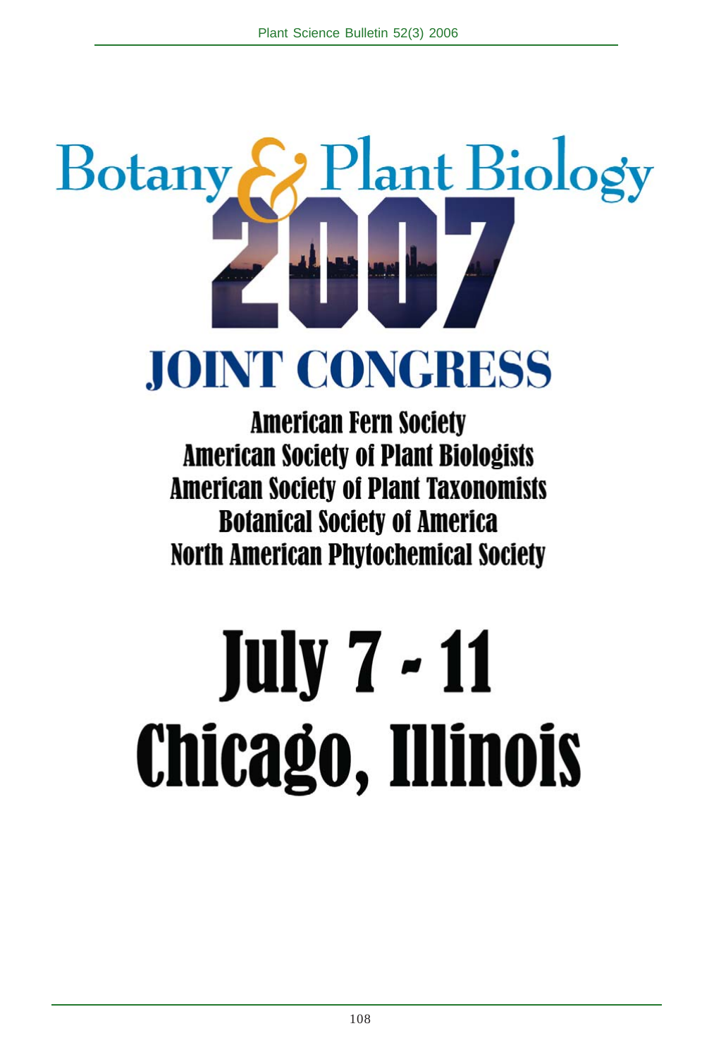# Botany & Plant Biology 2007

# JOINT CONGRESS

**American Fern Society**
**American Society of Plant Biologists**
**American Society of Plant Taxonomists**
**Botanical Society of America**
**North American Phytochemical Society**

# July 7 - 11
# Chicago, Illinois